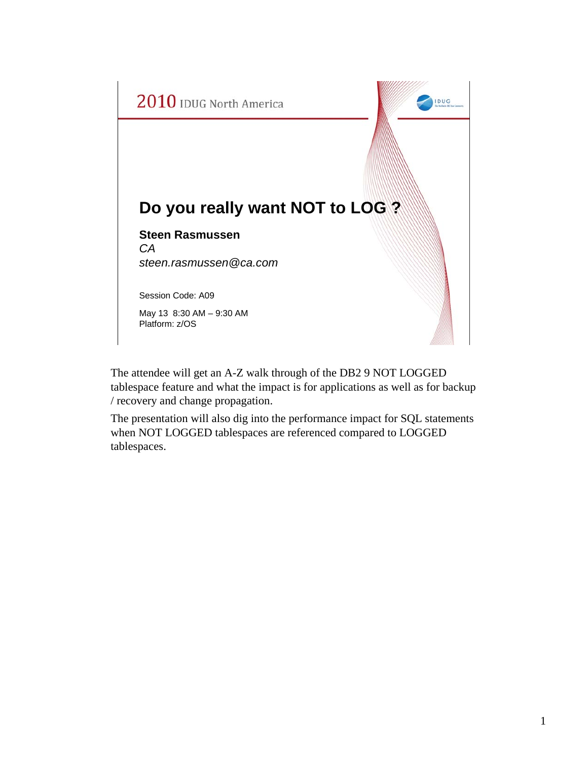2010 IDUG North America

# Do you really want NOT to LOG ?

**Steen Rasmussen**

*CA*

*steen.rasmussen@ca.com*

Session Code: A09

May 13 8:30 AM – 9:30 AM
Platform: z/OS

The attendee will get an A-Z walk through of the DB2 9 NOT LOGGED tablespace feature and what the impact is for applications as well as for backup / recovery and change propagation.

The presentation will also dig into the performance impact for SQL statements when NOT LOGGED tablespaces are referenced compared to LOGGED tablespaces.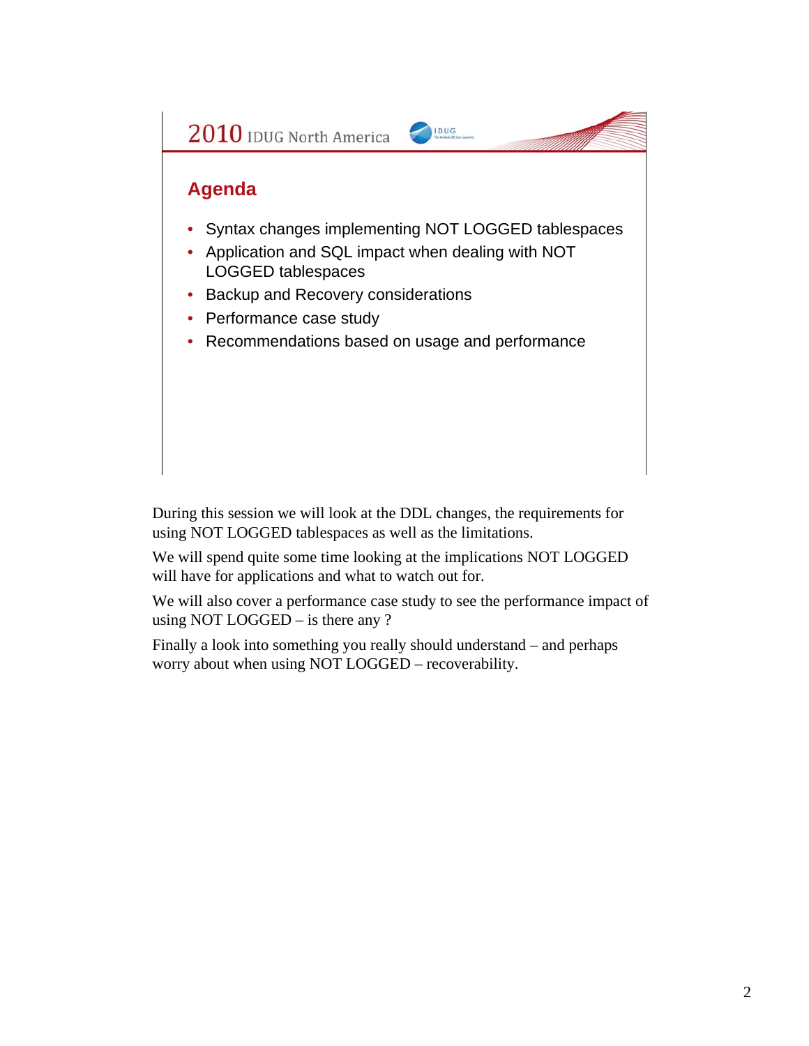## Agenda

- Syntax changes implementing NOT LOGGED tablespaces
- Application and SQL impact when dealing with NOT LOGGED tablespaces
- Backup and Recovery considerations
- Performance case study
- Recommendations based on usage and performance

During this session we will look at the DDL changes, the requirements for using NOT LOGGED tablespaces as well as the limitations.

We will spend quite some time looking at the implications NOT LOGGED will have for applications and what to watch out for.

We will also cover a performance case study to see the performance impact of using NOT LOGGED – is there any ?

Finally a look into something you really should understand – and perhaps worry about when using NOT LOGGED – recoverability.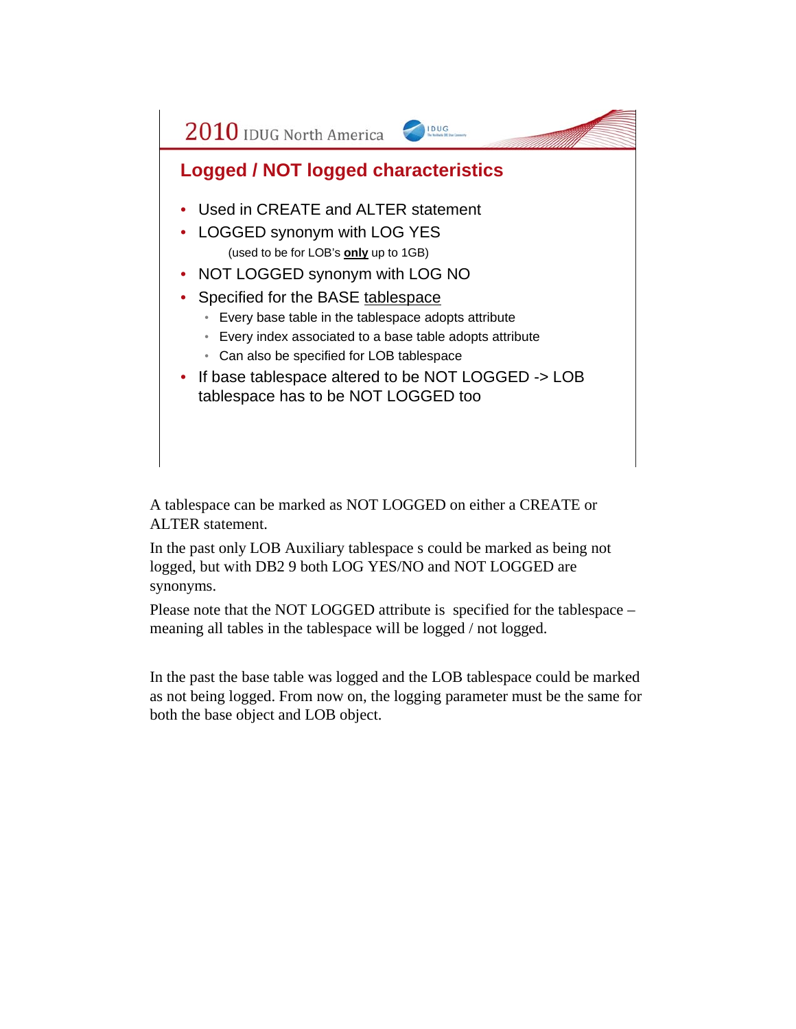## Logged / NOT logged characteristics

- Used in CREATE and ALTER statement
- LOGGED synonym with LOG YES
  (used to be for LOB's **only** up to 1GB)
- NOT LOGGED synonym with LOG NO
- Specified for the BASE tablespace
  - Every base table in the tablespace adopts attribute
  - Every index associated to a base table adopts attribute
  - Can also be specified for LOB tablespace
- If base tablespace altered to be NOT LOGGED -> LOB tablespace has to be NOT LOGGED too

A tablespace can be marked as NOT LOGGED on either a CREATE or ALTER statement.

In the past only LOB Auxiliary tablespace s could be marked as being not logged, but with DB2 9 both LOG YES/NO and NOT LOGGED are synonyms.

Please note that the NOT LOGGED attribute is specified for the tablespace – meaning all tables in the tablespace will be logged / not logged.

In the past the base table was logged and the LOB tablespace could be marked as not being logged. From now on, the logging parameter must be the same for both the base object and LOB object.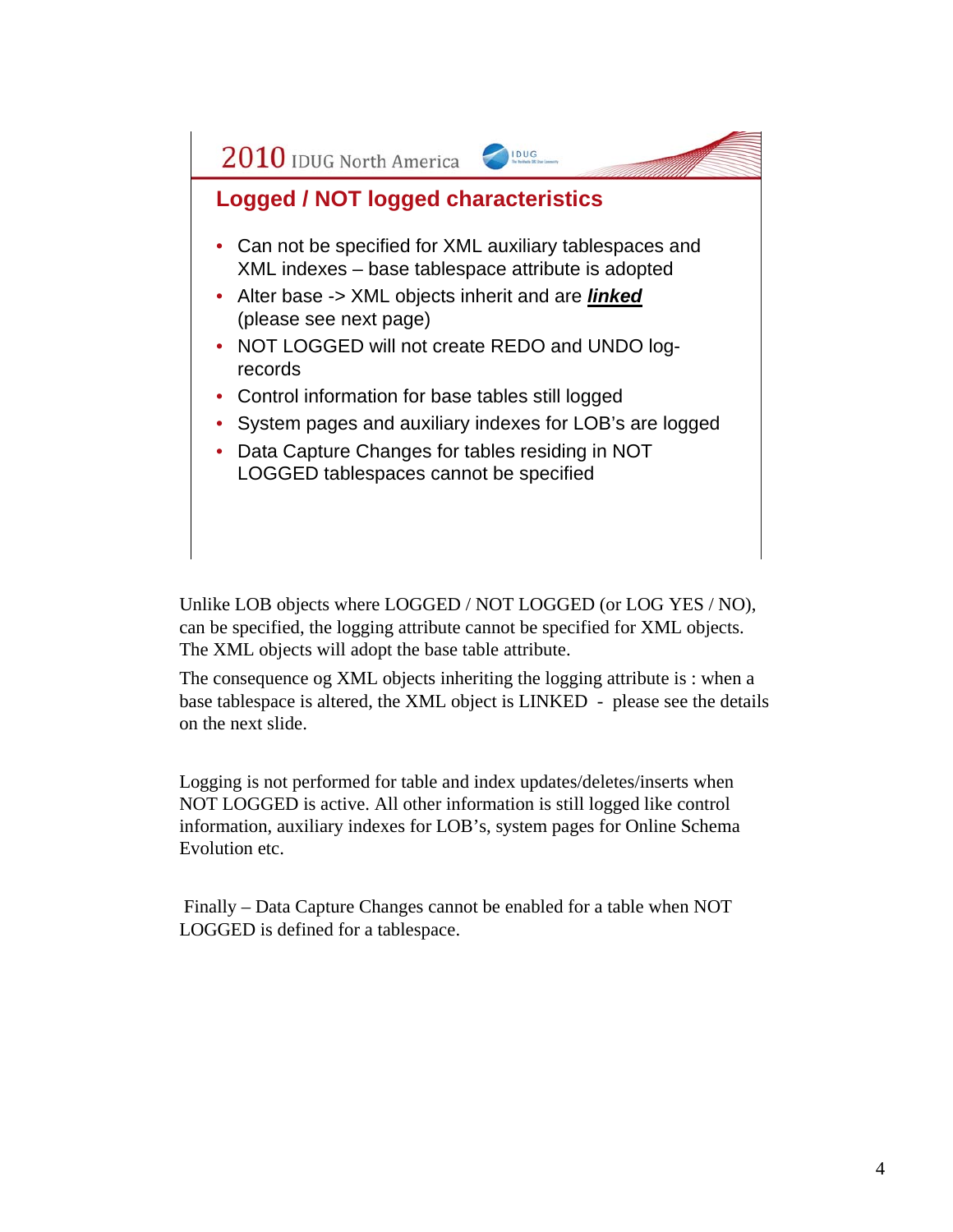## Logged / NOT logged characteristics

- Can not be specified for XML auxiliary tablespaces and XML indexes – base tablespace attribute is adopted
- Alter base -> XML objects inherit and are ***linked*** (please see next page)
- NOT LOGGED will not create REDO and UNDO log-records
- Control information for base tables still logged
- System pages and auxiliary indexes for LOB's are logged
- Data Capture Changes for tables residing in NOT LOGGED tablespaces cannot be specified

Unlike LOB objects where LOGGED / NOT LOGGED (or LOG YES / NO), can be specified, the logging attribute cannot be specified for XML objects. The XML objects will adopt the base table attribute.

The consequence og XML objects inheriting the logging attribute is : when a base tablespace is altered, the XML object is LINKED - please see the details on the next slide.

Logging is not performed for table and index updates/deletes/inserts when NOT LOGGED is active. All other information is still logged like control information, auxiliary indexes for LOB's, system pages for Online Schema Evolution etc.

Finally – Data Capture Changes cannot be enabled for a table when NOT LOGGED is defined for a tablespace.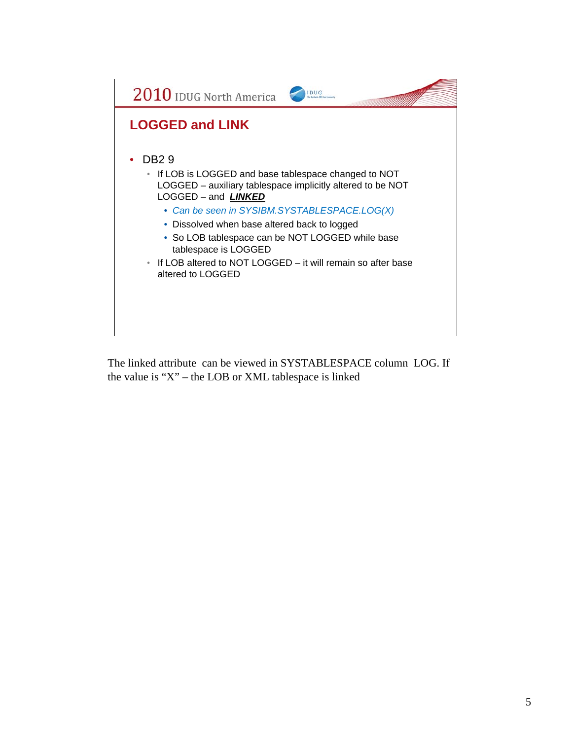## LOGGED and LINK

- DB2 9
  - If LOB is LOGGED and base tablespace changed to NOT LOGGED – auxiliary tablespace implicitly altered to be NOT LOGGED – and ***LINKED***
    - *Can be seen in SYSIBM.SYSTABLESPACE.LOG(X)*
    - Dissolved when base altered back to logged
    - So LOB tablespace can be NOT LOGGED while base tablespace is LOGGED
  - If LOB altered to NOT LOGGED – it will remain so after base altered to LOGGED

The linked attribute can be viewed in SYSTABLESPACE column LOG. If the value is "X" – the LOB or XML tablespace is linked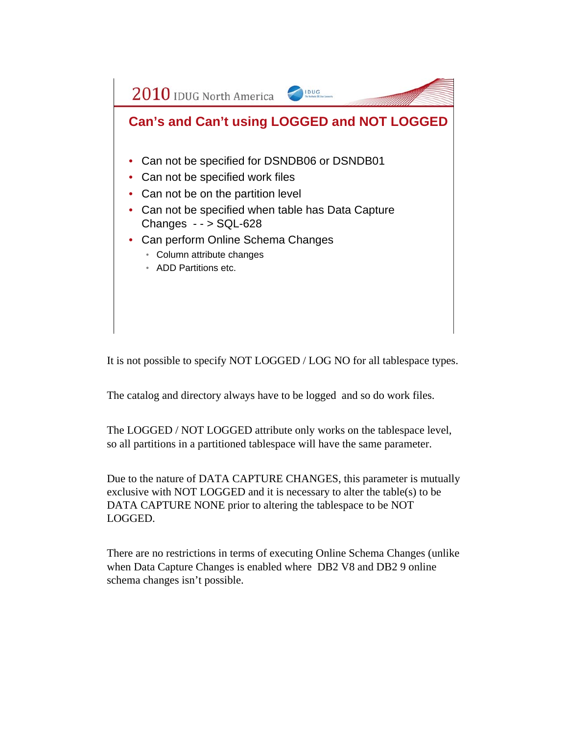## Can's and Can't using LOGGED and NOT LOGGED

- Can not be specified for DSNDB06 or DSNDB01
- Can not be specified work files
- Can not be on the partition level
- Can not be specified when table has Data Capture Changes - - > SQL-628
- Can perform Online Schema Changes
  - Column attribute changes
  - ADD Partitions etc.

It is not possible to specify NOT LOGGED / LOG NO for all tablespace types.

The catalog and directory always have to be logged and so do work files.

The LOGGED / NOT LOGGED attribute only works on the tablespace level, so all partitions in a partitioned tablespace will have the same parameter.

Due to the nature of DATA CAPTURE CHANGES, this parameter is mutually exclusive with NOT LOGGED and it is necessary to alter the table(s) to be DATA CAPTURE NONE prior to altering the tablespace to be NOT LOGGED.

There are no restrictions in terms of executing Online Schema Changes (unlike when Data Capture Changes is enabled where DB2 V8 and DB2 9 online schema changes isn't possible.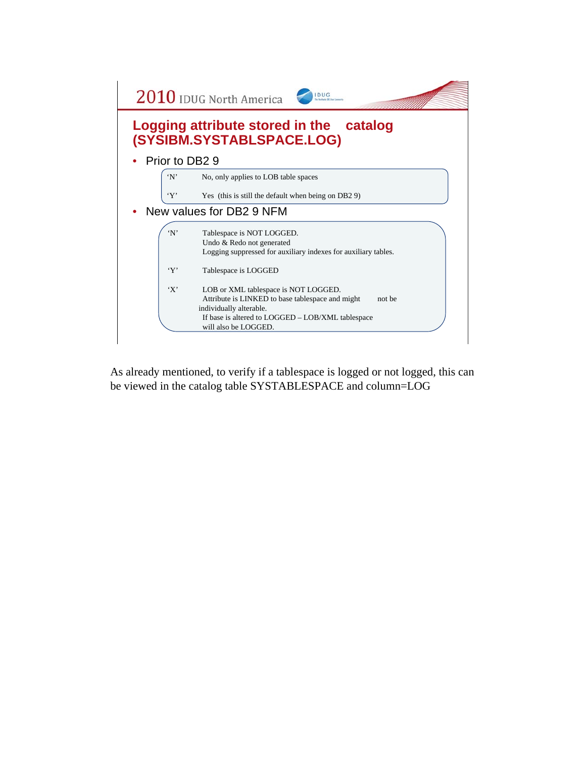## Logging attribute stored in the catalog (SYSIBM.SYSTABLSPACE.LOG)

- Prior to DB2 9

| | |
|---|---|
| 'N' | No, only applies to LOB table spaces |
| 'Y' | Yes (this is still the default when being on DB2 9) |

- New values for DB2 9 NFM

| | |
|---|---|
| 'N' | Tablespace is NOT LOGGED. Undo & Redo not generated. Logging suppressed for auxiliary indexes for auxiliary tables. |
| 'Y' | Tablespace is LOGGED |
| 'X' | LOB or XML tablespace is NOT LOGGED. Attribute is LINKED to base tablespace and might not be individually alterable. If base is altered to LOGGED – LOB/XML tablespace will also be LOGGED. |

As already mentioned, to verify if a tablespace is logged or not logged, this can be viewed in the catalog table SYSTABLESPACE and column=LOG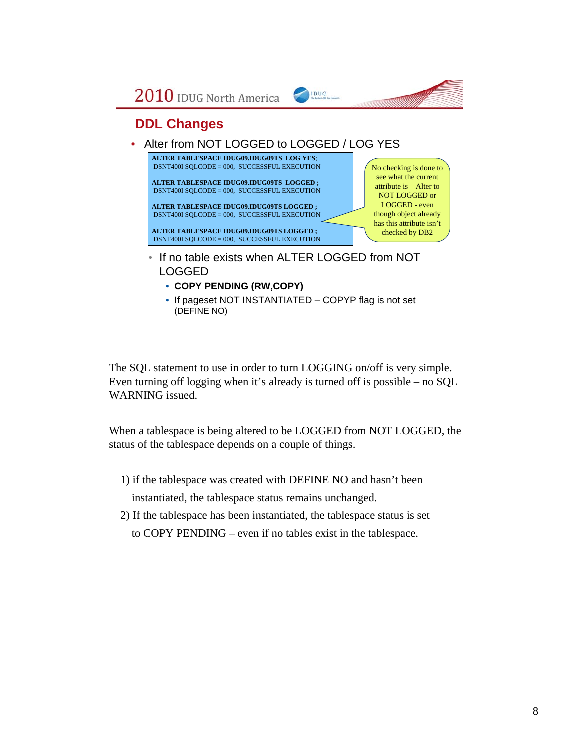## DDL Changes

- Alter from NOT LOGGED to LOGGED / LOG YES

```
ALTER TABLESPACE IDUG09.IDUG09TS  LOG YES;
 DSNT400I SQLCODE = 000,  SUCCESSFUL EXECUTION

ALTER TABLESPACE IDUG09.IDUG09TS  LOGGED ;
 DSNT400I SQLCODE = 000,  SUCCESSFUL EXECUTION

ALTER TABLESPACE IDUG09.IDUG09TS LOGGED ;
 DSNT400I SQLCODE = 000,  SUCCESSFUL EXECUTION

ALTER TABLESPACE IDUG09.IDUG09TS LOGGED ;
 DSNT400I SQLCODE = 000,  SUCCESSFUL EXECUTION
```

No checking is done to see what the current attribute is – Alter to NOT LOGGED or LOGGED - even though object already has this attribute isn't checked by DB2

- If no table exists when ALTER LOGGED from NOT LOGGED
  - **COPY PENDING (RW,COPY)**
  - If pageset NOT INSTANTIATED – COPYP flag is not set (DEFINE NO)

The SQL statement to use in order to turn LOGGING on/off is very simple. Even turning off logging when it's already is turned off is possible – no SQL WARNING issued.

When a tablespace is being altered to be LOGGED from NOT LOGGED, the status of the tablespace depends on a couple of things.

1) if the tablespace was created with DEFINE NO and hasn't been instantiated, the tablespace status remains unchanged.
2) If the tablespace has been instantiated, the tablespace status is set to COPY PENDING – even if no tables exist in the tablespace.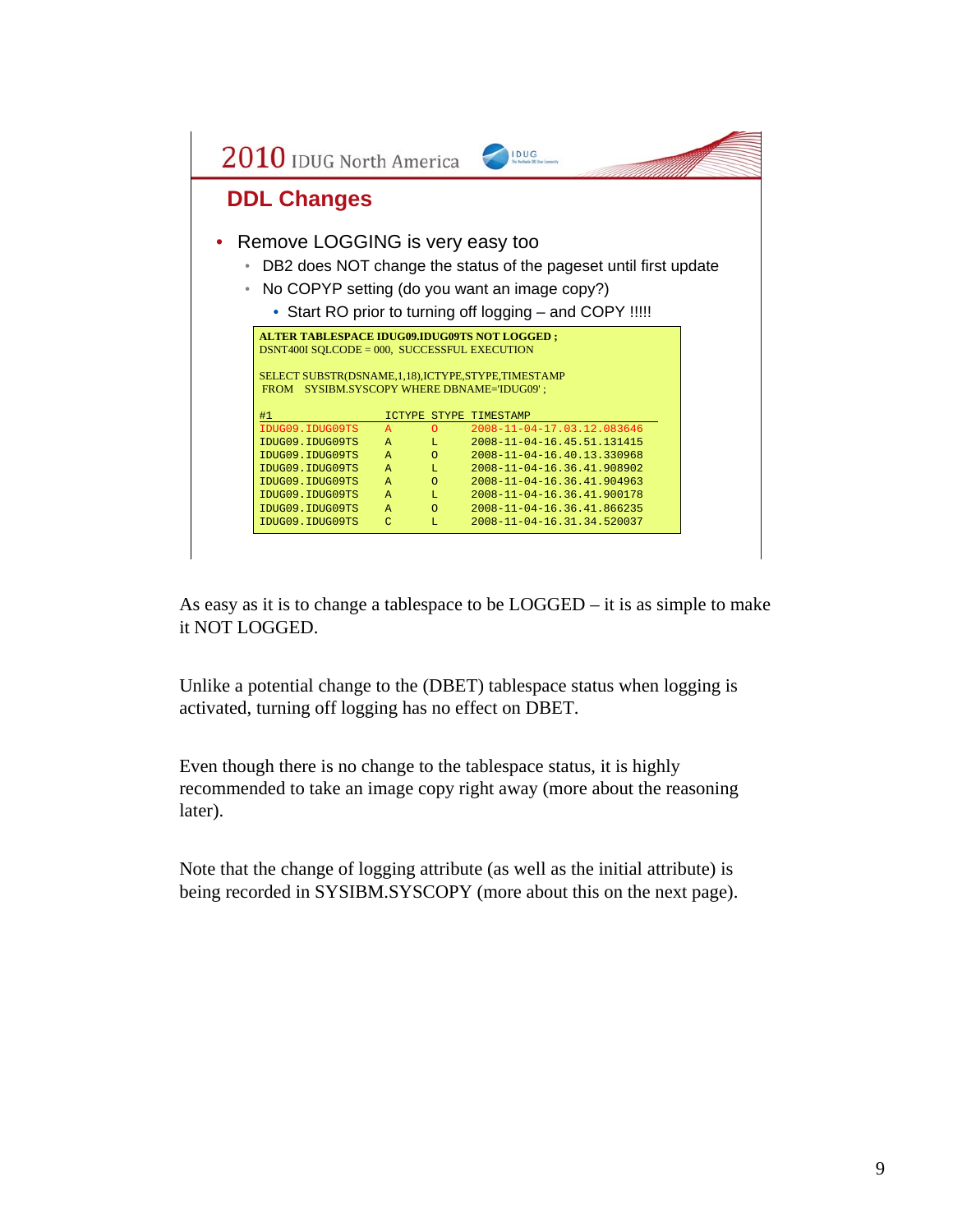## DDL Changes

- Remove LOGGING is very easy too
  - DB2 does NOT change the status of the pageset until first update
  - No COPYP setting (do you want an image copy?)
    - Start RO prior to turning off logging – and COPY !!!!!

```
ALTER TABLESPACE IDUG09.IDUG09TS NOT LOGGED ;
DSNT400I SQLCODE = 000,  SUCCESSFUL EXECUTION

SELECT SUBSTR(DSNAME,1,18),ICTYPE,STYPE,TIMESTAMP
 FROM   SYSIBM.SYSCOPY WHERE DBNAME='IDUG09' ;

#1                   ICTYPE STYPE TIMESTAMP
IDUG09.IDUG09TS      A      O     2008-11-04-17.03.12.083646
IDUG09.IDUG09TS      A      L     2008-11-04-16.45.51.131415
IDUG09.IDUG09TS      A      O     2008-11-04-16.40.13.330968
IDUG09.IDUG09TS      A      L     2008-11-04-16.36.41.908902
IDUG09.IDUG09TS      A      O     2008-11-04-16.36.41.904963
IDUG09.IDUG09TS      A      L     2008-11-04-16.36.41.900178
IDUG09.IDUG09TS      A      O     2008-11-04-16.36.41.866235
IDUG09.IDUG09TS      C      L     2008-11-04-16.31.34.520037
```

As easy as it is to change a tablespace to be LOGGED – it is as simple to make it NOT LOGGED.

Unlike a potential change to the (DBET) tablespace status when logging is activated, turning off logging has no effect on DBET.

Even though there is no change to the tablespace status, it is highly recommended to take an image copy right away (more about the reasoning later).

Note that the change of logging attribute (as well as the initial attribute) is being recorded in SYSIBM.SYSCOPY (more about this on the next page).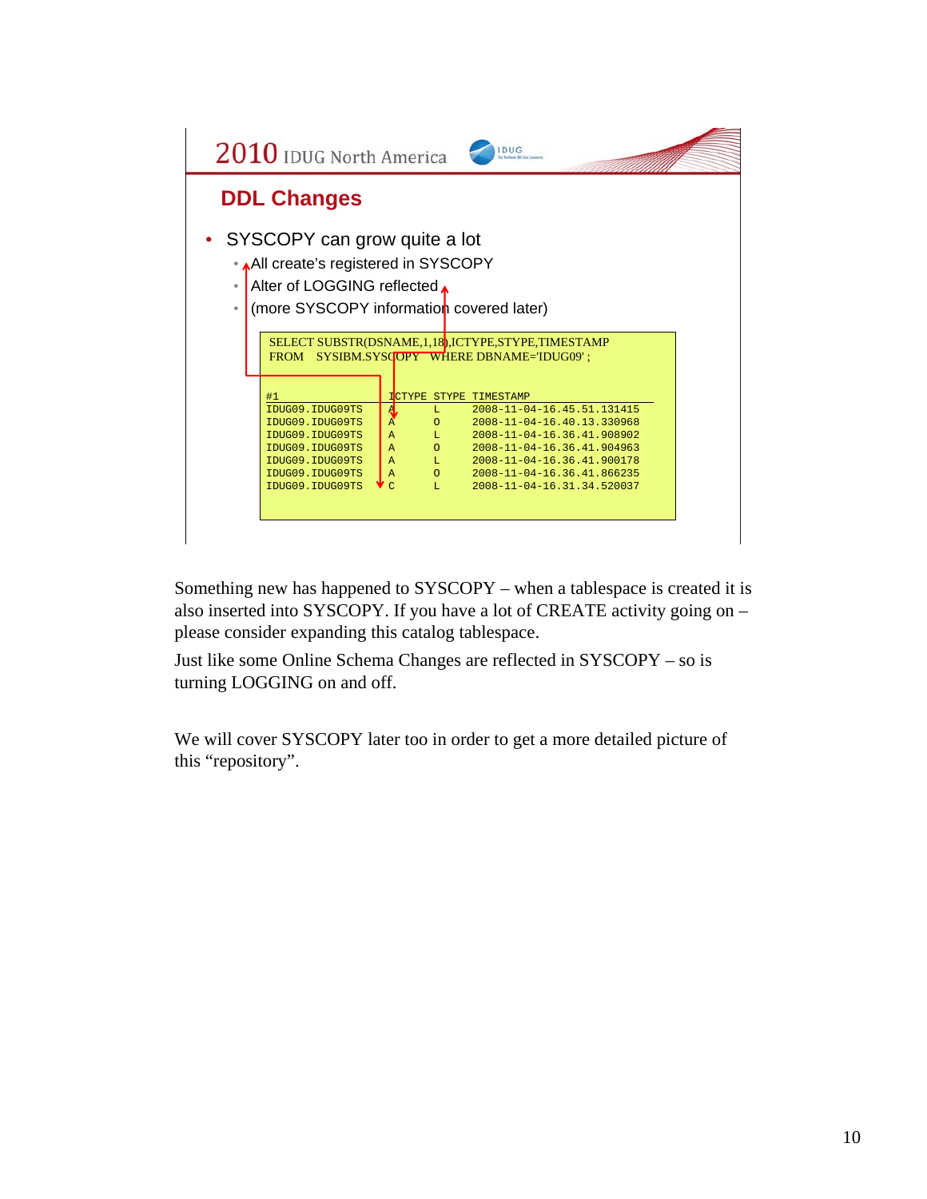## DDL Changes

- SYSCOPY can grow quite a lot
  - All create's registered in SYSCOPY
  - Alter of LOGGING reflected
  - (more SYSCOPY information covered later)

```
SELECT SUBSTR(DSNAME,1,18),ICTYPE,STYPE,TIMESTAMP
FROM   SYSIBM.SYSCOPY  WHERE DBNAME='IDUG09' ;

#1                 ICTYPE STYPE TIMESTAMP
IDUG09.IDUG09TS    A      L     2008-11-04-16.45.51.131415
IDUG09.IDUG09TS    A      O     2008-11-04-16.40.13.330968
IDUG09.IDUG09TS    A      L     2008-11-04-16.36.41.908902
IDUG09.IDUG09TS    A      O     2008-11-04-16.36.41.904963
IDUG09.IDUG09TS    A      L     2008-11-04-16.36.41.900178
IDUG09.IDUG09TS    A      O     2008-11-04-16.36.41.866235
IDUG09.IDUG09TS    C      L     2008-11-04-16.31.34.520037
```

Something new has happened to SYSCOPY – when a tablespace is created it is also inserted into SYSCOPY. If you have a lot of CREATE activity going on – please consider expanding this catalog tablespace.

Just like some Online Schema Changes are reflected in SYSCOPY – so is turning LOGGING on and off.

We will cover SYSCOPY later too in order to get a more detailed picture of this "repository".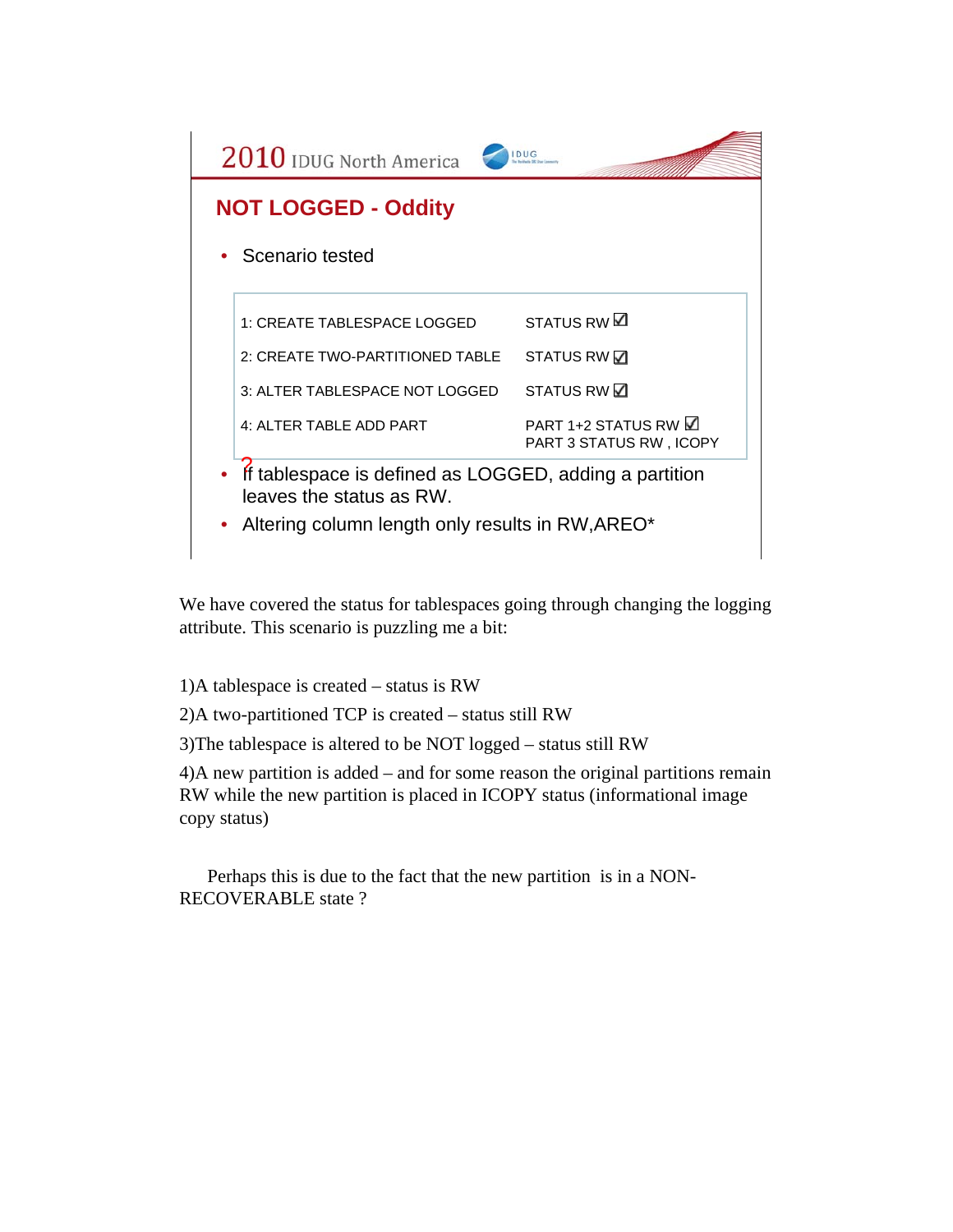## NOT LOGGED - Oddity

- Scenario tested

| | |
|---|---|
| 1: CREATE TABLESPACE LOGGED | STATUS RW ☑ |
| 2: CREATE TWO-PARTITIONED TABLE | STATUS RW ☑ |
| 3: ALTER TABLESPACE NOT LOGGED | STATUS RW ☑ |
| 4: ALTER TABLE ADD PART | PART 1+2 STATUS RW ☑<br>PART 3 STATUS RW , ICOPY |

- ? If tablespace is defined as LOGGED, adding a partition leaves the status as RW.
- Altering column length only results in RW,AREO*

We have covered the status for tablespaces going through changing the logging attribute. This scenario is puzzling me a bit:

1)A tablespace is created – status is RW

2)A two-partitioned TCP is created – status still RW

3)The tablespace is altered to be NOT logged – status still RW

4)A new partition is added – and for some reason the original partitions remain RW while the new partition is placed in ICOPY status (informational image copy status)

Perhaps this is due to the fact that the new partition is in a NON-RECOVERABLE state ?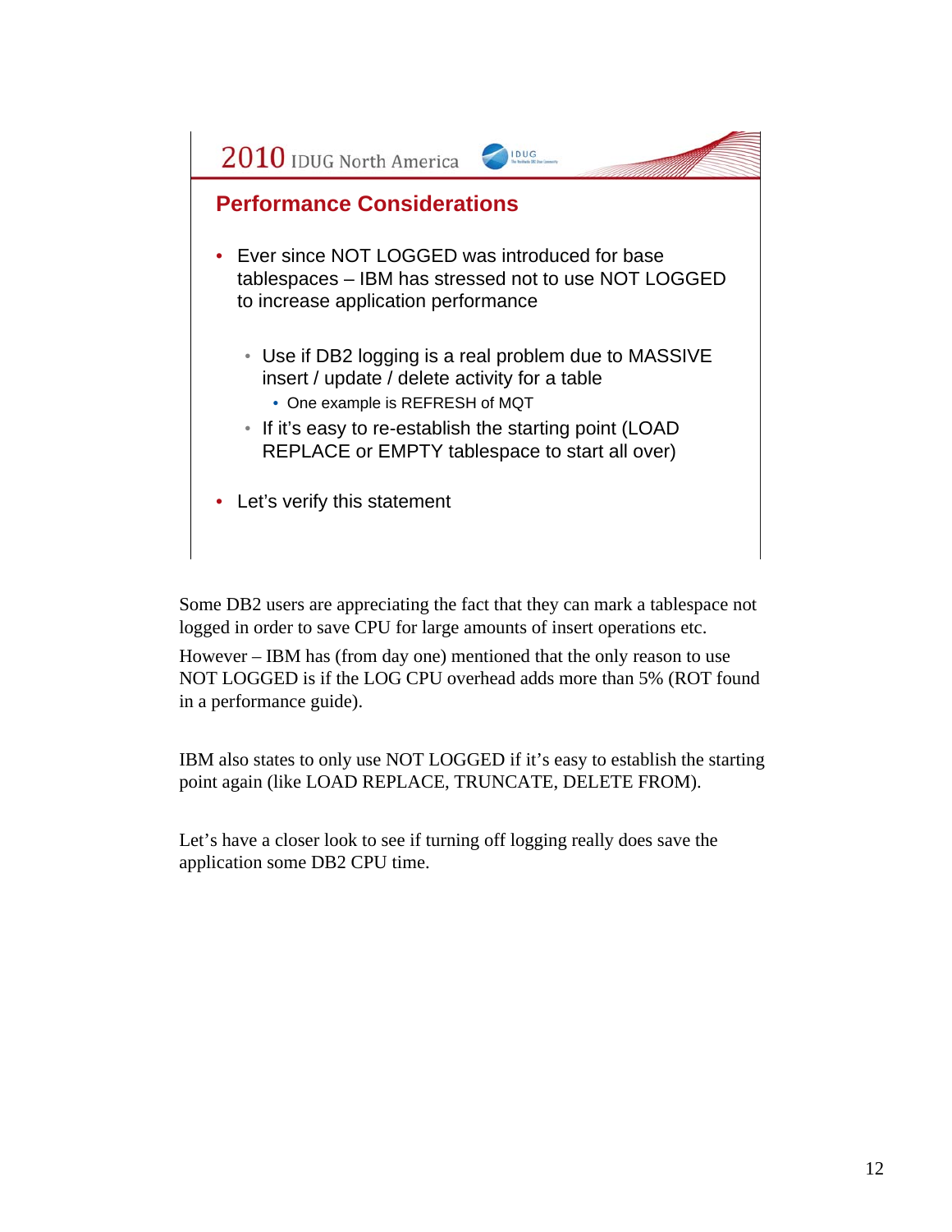## Performance Considerations

- Ever since NOT LOGGED was introduced for base tablespaces – IBM has stressed not to use NOT LOGGED to increase application performance
  - Use if DB2 logging is a real problem due to MASSIVE insert / update / delete activity for a table
    - One example is REFRESH of MQT
  - If it's easy to re-establish the starting point (LOAD REPLACE or EMPTY tablespace to start all over)
- Let's verify this statement

Some DB2 users are appreciating the fact that they can mark a tablespace not logged in order to save CPU for large amounts of insert operations etc.

However – IBM has (from day one) mentioned that the only reason to use NOT LOGGED is if the LOG CPU overhead adds more than 5% (ROT found in a performance guide).

IBM also states to only use NOT LOGGED if it's easy to establish the starting point again (like LOAD REPLACE, TRUNCATE, DELETE FROM).

Let's have a closer look to see if turning off logging really does save the application some DB2 CPU time.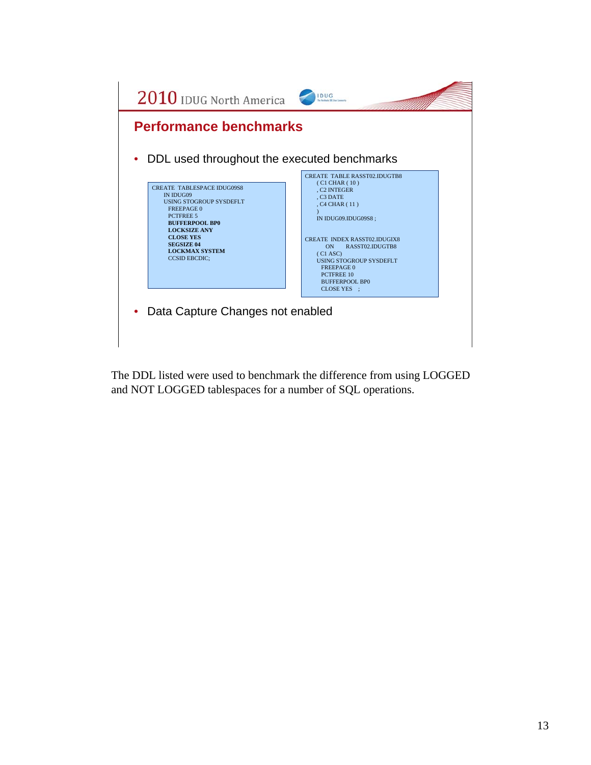## Performance benchmarks

- DDL used throughout the executed benchmarks

```
CREATE  TABLESPACE IDUG09S8
      IN IDUG09
      USING STOGROUP SYSDEFLT
        FREEPAGE 0
        PCTFREE 5
        BUFFERPOOL BP0
        LOCKSIZE ANY
        CLOSE YES
        SEGSIZE 04
        LOCKMAX SYSTEM
        CCSID EBCDIC;
```

```
CREATE  TABLE RASST02.IDUGTB8
      ( C1 CHAR ( 10 )
      , C2 INTEGER
      , C3 DATE
      , C4 CHAR ( 11 )
      )
      IN IDUG09.IDUG09S8 ;

CREATE  INDEX RASST02.IDUGIX8
          ON      RASST02.IDUGTB8
      ( C1 ASC)
      USING STOGROUP SYSDEFLT
        FREEPAGE 0
        PCTFREE 10
        BUFFERPOOL BP0
        CLOSE YES   ;
```

- Data Capture Changes not enabled

The DDL listed were used to benchmark the difference from using LOGGED and NOT LOGGED tablespaces for a number of SQL operations.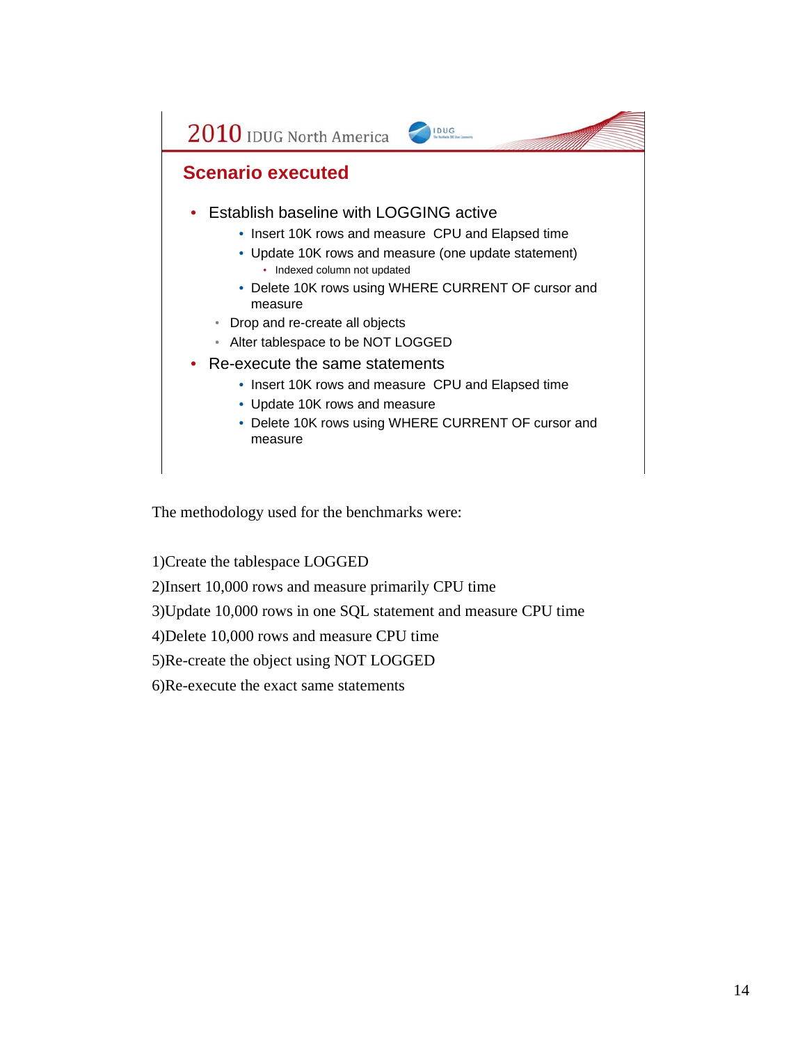## Scenario executed

- Establish baseline with LOGGING active
  - Insert 10K rows and measure CPU and Elapsed time
  - Update 10K rows and measure (one update statement)
    - Indexed column not updated
  - Delete 10K rows using WHERE CURRENT OF cursor and measure
- Drop and re-create all objects
- Alter tablespace to be NOT LOGGED
- Re-execute the same statements
  - Insert 10K rows and measure CPU and Elapsed time
  - Update 10K rows and measure
  - Delete 10K rows using WHERE CURRENT OF cursor and measure

The methodology used for the benchmarks were:

1)Create the tablespace LOGGED

2)Insert 10,000 rows and measure primarily CPU time

3)Update 10,000 rows in one SQL statement and measure CPU time

4)Delete 10,000 rows and measure CPU time

5)Re-create the object using NOT LOGGED

6)Re-execute the exact same statements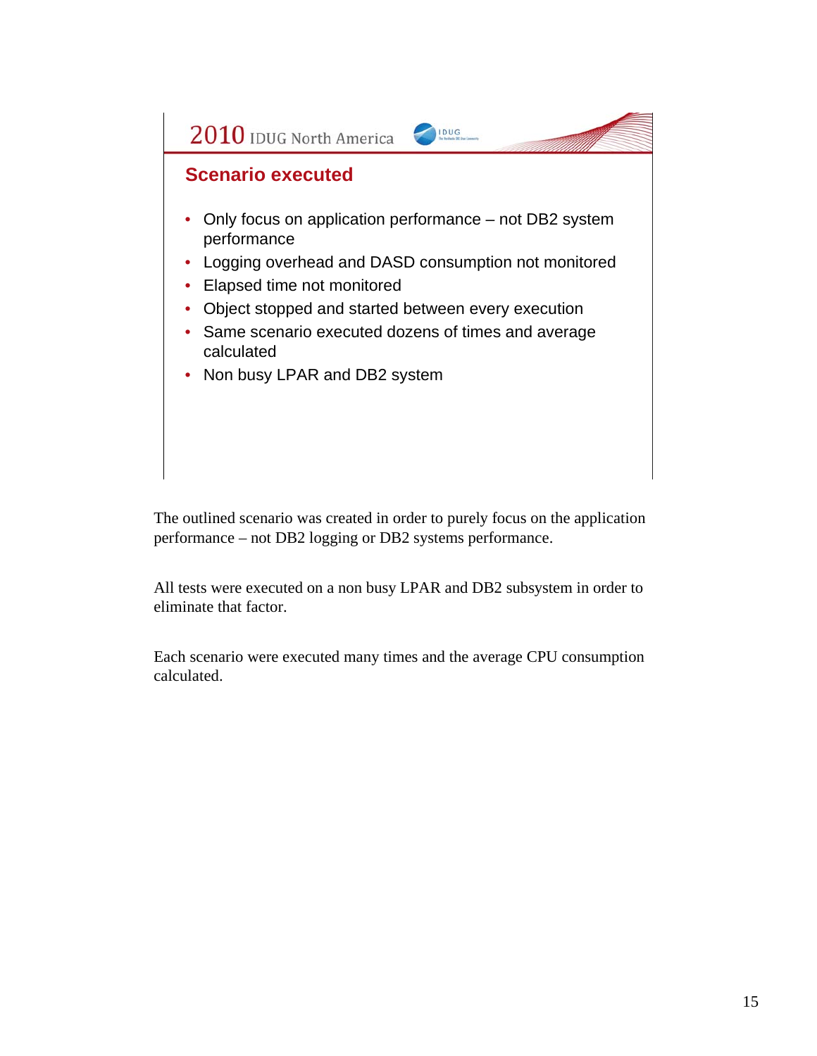## Scenario executed

- Only focus on application performance – not DB2 system performance
- Logging overhead and DASD consumption not monitored
- Elapsed time not monitored
- Object stopped and started between every execution
- Same scenario executed dozens of times and average calculated
- Non busy LPAR and DB2 system

The outlined scenario was created in order to purely focus on the application performance – not DB2 logging or DB2 systems performance.

All tests were executed on a non busy LPAR and DB2 subsystem in order to eliminate that factor.

Each scenario were executed many times and the average CPU consumption calculated.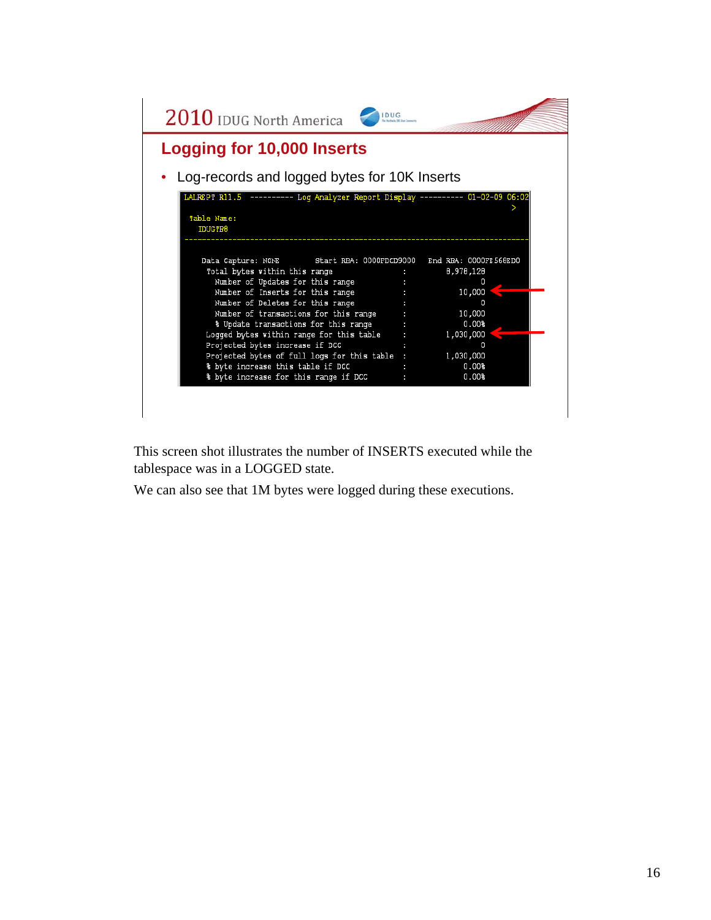## Logging for 10,000 Inserts

- Log-records and logged bytes for 10K Inserts

```
LALREPT R11.5  ---------- Log Analyzer Report Display ---------- 01-02-09 06:02
                                                                            >
 Table Name:
   IDUGTB8
------------------------------------------------------------------------------

   Data Capture: NONE        Start RBA: 0000FDCD9000   End RBA: 0000FE568ED0
    Total bytes within this range               :        8,978,128
      Number of Updates for this range          :                0
      Number of Inserts for this range          :           10,000
      Number of Deletes for this range          :                0
      Number of transactions for this range     :           10,000
      % Update transactions for this range      :            0.00%
    Logged bytes within range for this table    :        1,030,000
    Projected bytes increase if DCC             :                0
    Projected bytes of full logs for this table :        1,030,000
    % byte increase this table if DCC           :            0.00%
    % byte increase for this range if DCC       :            0.00%
```

This screen shot illustrates the number of INSERTS executed while the tablespace was in a LOGGED state.

We can also see that 1M bytes were logged during these executions.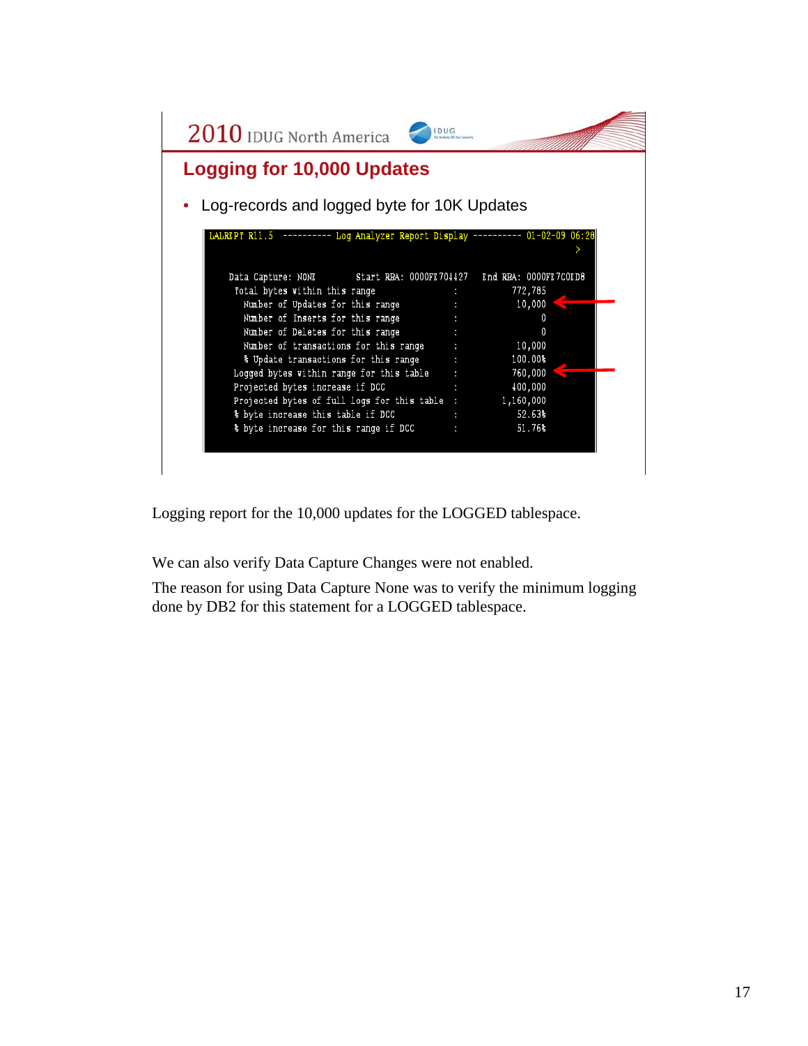2010 IDUG North America

## Logging for 10,000 Updates

- Log-records and logged byte for 10K Updates

```
LALREPT R11.5  ---------- Log Analyzer Report Display ---------- 01-02-09 06:28
                                                                            >

   Data Capture: NONE        Start RBA: 0000FE704427   End RBA: 0000FE7C0ED8
    Total bytes within this range                 :          772,785
      Number of Updates for this range            :           10,000
      Number of Inserts for this range            :                0
      Number of Deletes for this range            :                0
      Number of transactions for this range       :           10,000
      % Update transactions for this range        :          100.00%
    Logged bytes within range for this table      :          760,000
    Projected bytes increase if DCC               :          400,000
    Projected bytes of full logs for this table   :        1,160,000
    % byte increase this table if DCC             :           52.63%
    % byte increase for this range if DCC         :           51.76%
```

Logging report for the 10,000 updates for the LOGGED tablespace.

We can also verify Data Capture Changes were not enabled.

The reason for using Data Capture None was to verify the minimum logging done by DB2 for this statement for a LOGGED tablespace.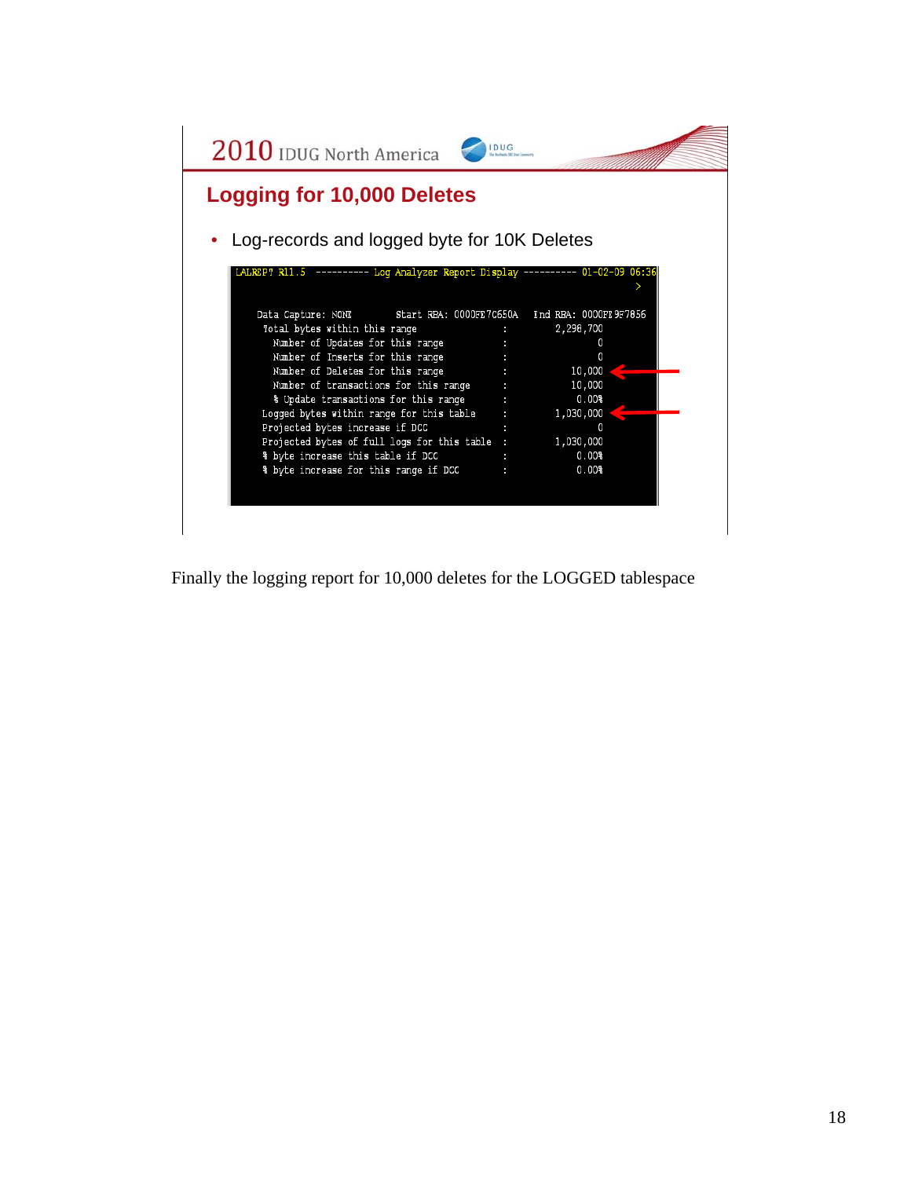## Logging for 10,000 Deletes

- Log-records and logged byte for 10K Deletes

```
LALREP7 R11.5  ---------- Log Analyzer Report Display ---------- 01-02-09 06:36
                                                                              >

  Data Capture: NONE        Start RBA: 0000FE70650A   End RBA: 0000FE9F7856
   Total bytes within this range               :          2,298,700
     Number of Updates for this range          :                  0
     Number of Inserts for this range          :                  0
     Number of Deletes for this range          :             10,000
     Number of transactions for this range     :             10,000
     % Update transactions for this range      :              0.00%
   Logged bytes within range for this table    :          1,030,000
   Projected bytes increase if DCC             :                  0
   Projected bytes of full logs for this table :          1,030,000
   % byte increase this table if DCC           :              0.00%
   % byte increase for this range if DCC       :              0.00%
```

Finally the logging report for 10,000 deletes for the LOGGED tablespace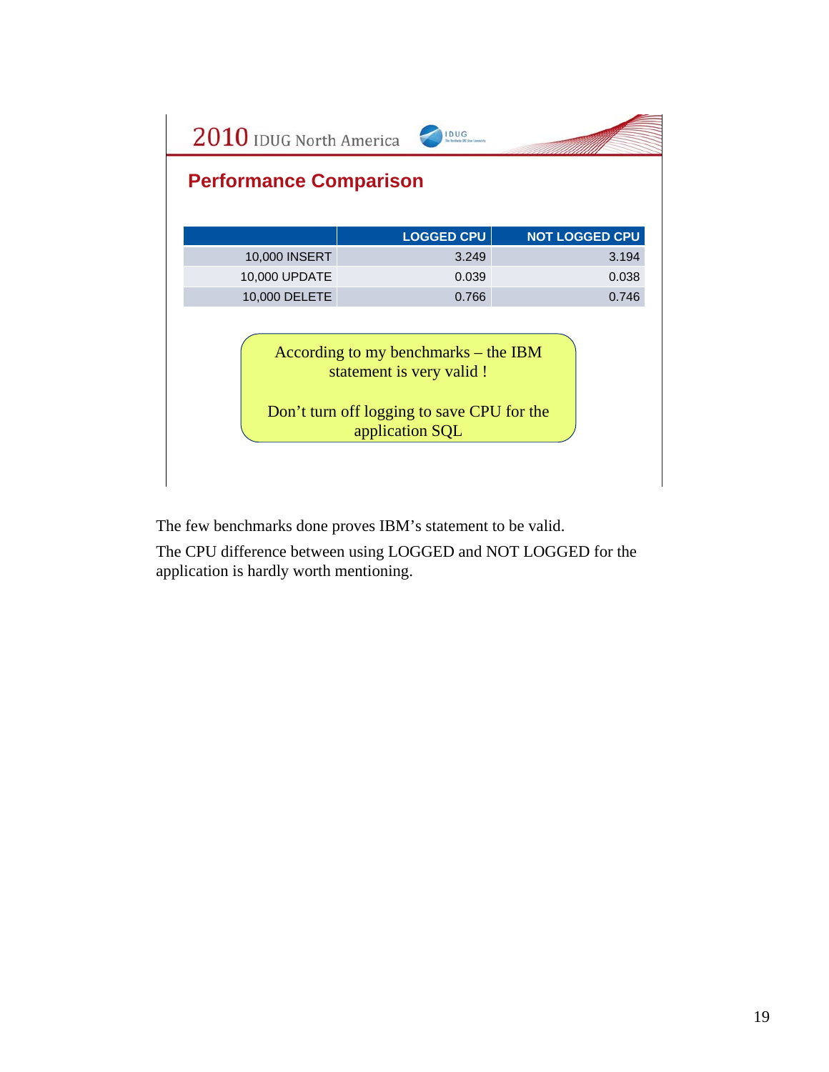2010 IDUG North America

## Performance Comparison

| | LOGGED CPU | NOT LOGGED CPU |
|---|---|---|
| 10,000 INSERT | 3.249 | 3.194 |
| 10,000 UPDATE | 0.039 | 0.038 |
| 10,000 DELETE | 0.766 | 0.746 |

According to my benchmarks – the IBM statement is very valid !

Don't turn off logging to save CPU for the application SQL

The few benchmarks done proves IBM's statement to be valid.

The CPU difference between using LOGGED and NOT LOGGED for the application is hardly worth mentioning.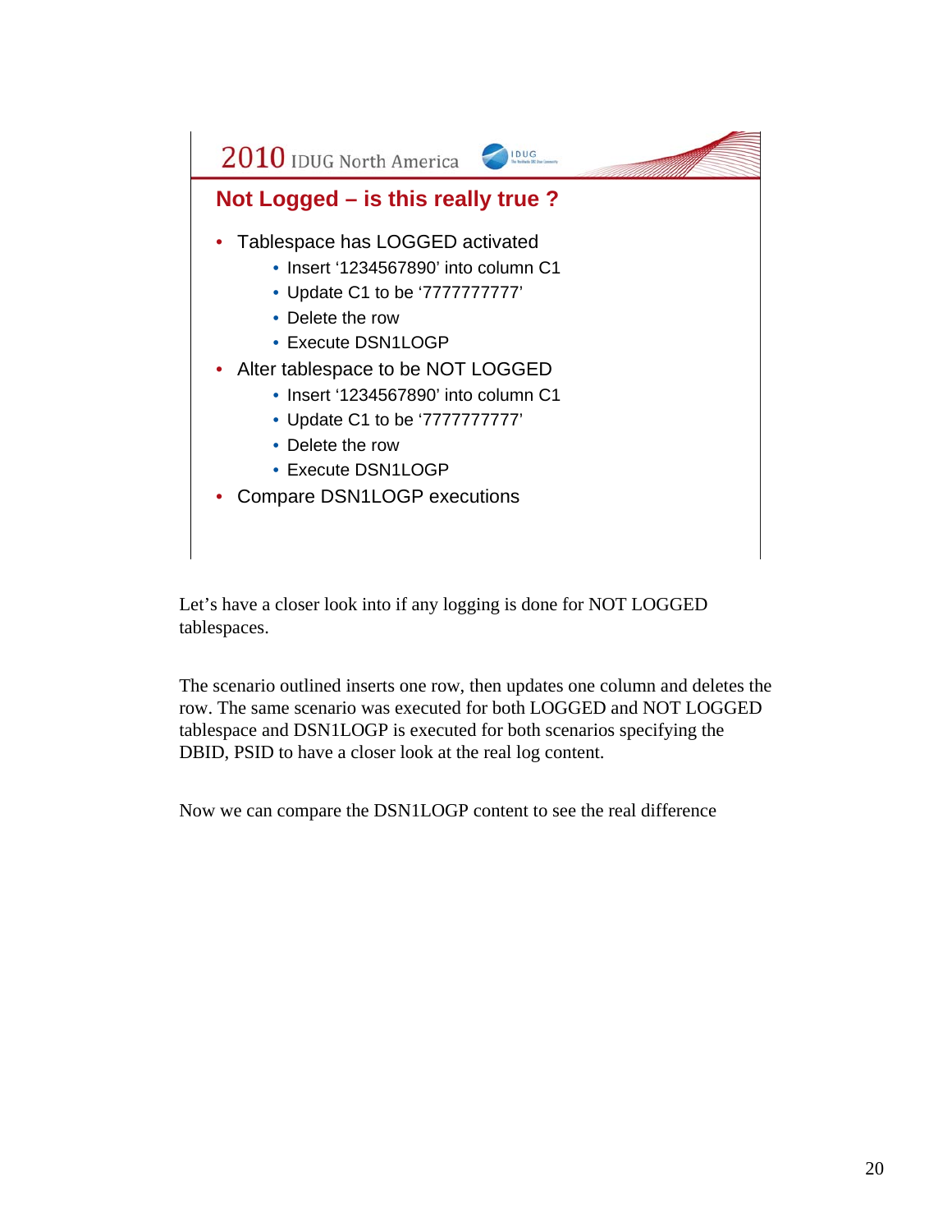## Not Logged – is this really true ?

- Tablespace has LOGGED activated
    - Insert '1234567890' into column C1
    - Update C1 to be '7777777777'
    - Delete the row
    - Execute DSN1LOGP
- Alter tablespace to be NOT LOGGED
    - Insert '1234567890' into column C1
    - Update C1 to be '7777777777'
    - Delete the row
    - Execute DSN1LOGP
- Compare DSN1LOGP executions

Let's have a closer look into if any logging is done for NOT LOGGED tablespaces.

The scenario outlined inserts one row, then updates one column and deletes the row. The same scenario was executed for both LOGGED and NOT LOGGED tablespace and DSN1LOGP is executed for both scenarios specifying the DBID, PSID to have a closer look at the real log content.

Now we can compare the DSN1LOGP content to see the real difference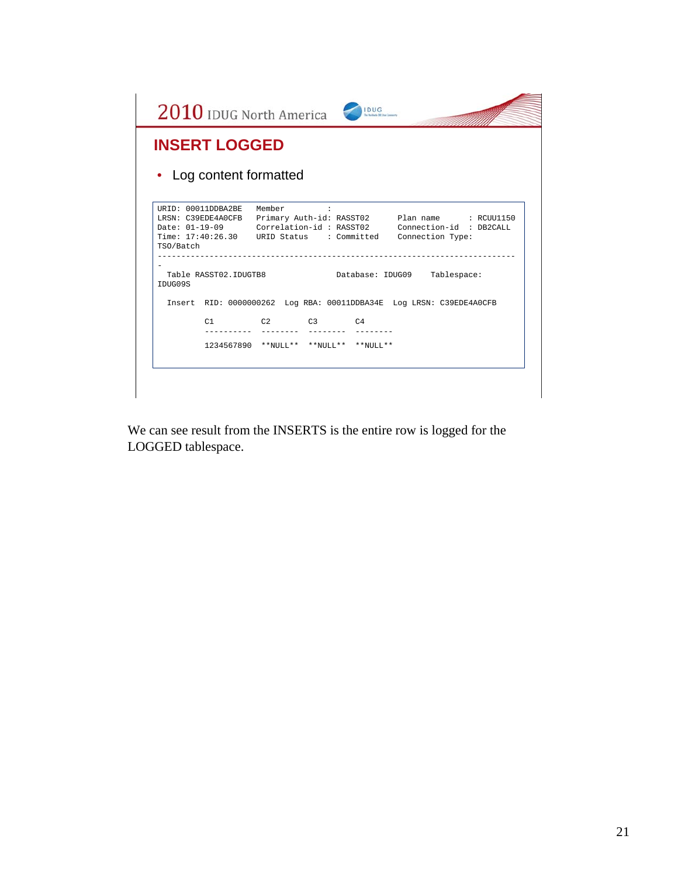## INSERT LOGGED

- Log content formatted

```
URID: 00011DDBA2BE   Member          :
LRSN: C39EDE4A0CFB   Primary Auth-id: RASST02      Plan name      : RCUU1150
Date: 01-19-09       Correlation-id : RASST02      Connection-id  : DB2CALL
Time: 17:40:26.30    URID Status    : Committed    Connection Type:
TSO/Batch
----------------------------------------------------------------------------
-
  Table RASST02.IDUGTB8               Database: IDUG09    Tablespace:
IDUG09S

  Insert  RID: 0000000262  Log RBA: 00011DDBA34E  Log LRSN: C39EDE4A0CFB

          C1          C2        C3        C4
          ----------  --------  --------  --------
          1234567890  **NULL**  **NULL**  **NULL**
```

We can see result from the INSERTS is the entire row is logged for the LOGGED tablespace.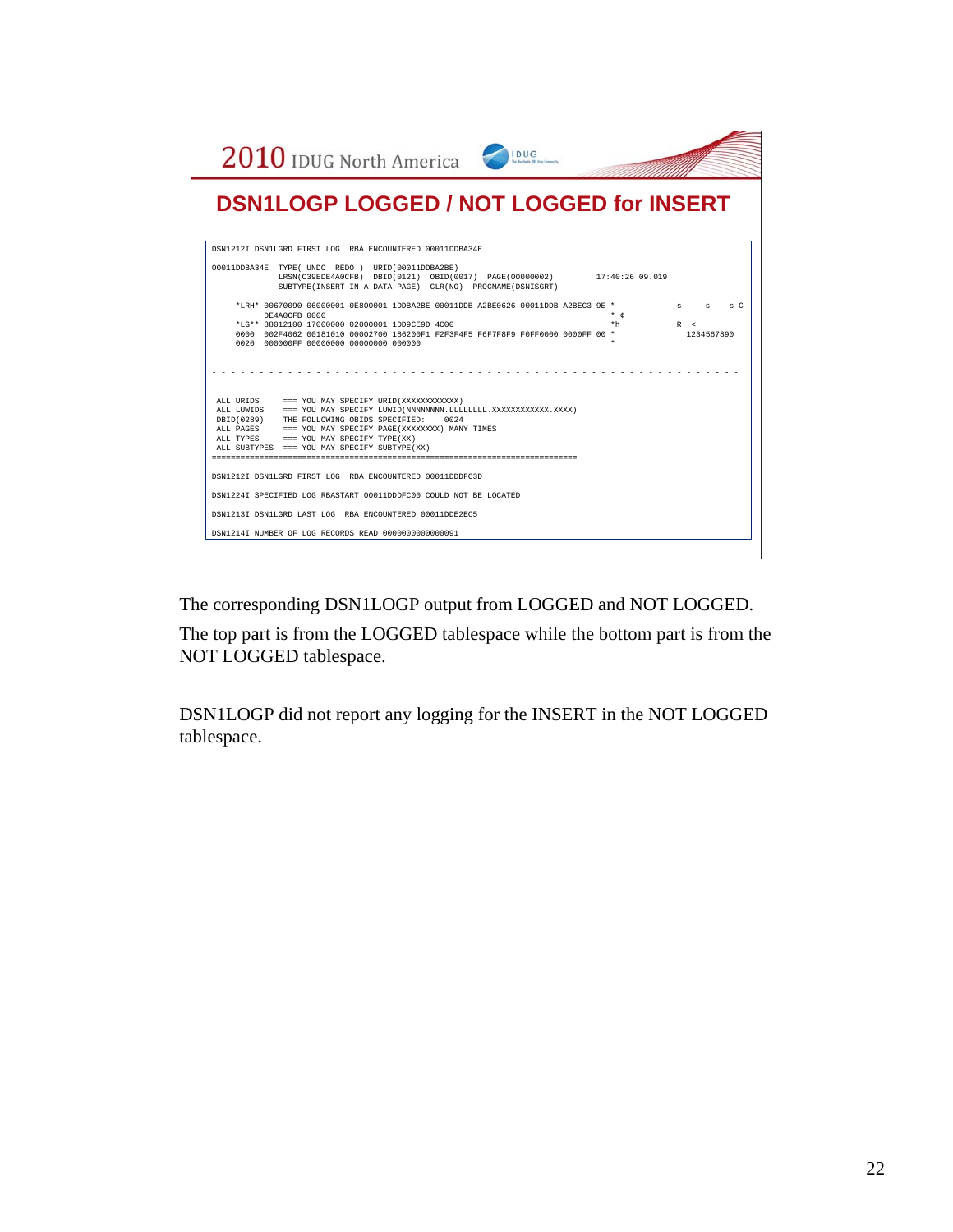## DSN1LOGP LOGGED / NOT LOGGED for INSERT

```
DSN1212I DSN1LGRD FIRST LOG  RBA ENCOUNTERED 00011DDBA34E

00011DDBA34E  TYPE( UNDO  REDO )  URID(00011DDBA2BE)
              LRSN(C39EDE4A0CFB)  DBID(0121)  OBID(0017)  PAGE(00000002)          17:40:26 09.019
              SUBTYPE(INSERT IN A DATA PAGE)  CLR(NO)  PROCNAME(DSNISGRT)

     *LRH* 00670090 06000001 0E800001 1DDBA2BE 00011DDB A2BE0626 00011DDB A2BEC3 9E *            s     s    s C
           DE4A0CFB 0000                                                            * ¢
     *LG** 88012100 17000000 02000001 1DD9CE9D 4C00                                 *h            R  <
     0000  002F4062 00181010 00002700 186200F1 F2F3F4F5 F6F7F8F9 F0FF0000 0000FF 00 *             1234567890
     0020  000000FF 00000000 00000000 000000                                        *

- - - - - - - - - - - - - - - - - - - - - - - - - - - - - - - - - - - - - - - - - - - - - - - - - - - - - -

 ALL URIDS     === YOU MAY SPECIFY URID(XXXXXXXXXXXX)
 ALL LUWIDS    === YOU MAY SPECIFY LUWID(NNNNNNNN.LLLLLLLL.XXXXXXXXXXXX.XXXX)
 DBID(0289)    THE FOLLOWING OBIDS SPECIFIED:     0024
 ALL PAGES     === YOU MAY SPECIFY PAGE(XXXXXXXX) MANY TIMES
 ALL TYPES     === YOU MAY SPECIFY TYPE(XX)
 ALL SUBTYPES  === YOU MAY SPECIFY SUBTYPE(XX)
=============================================================================

DSN1212I DSN1LGRD FIRST LOG  RBA ENCOUNTERED 00011DDDFC3D

DSN1224I SPECIFIED LOG RBASTART 00011DDDFC00 COULD NOT BE LOCATED

DSN1213I DSN1LGRD LAST LOG  RBA ENCOUNTERED 00011DDE2EC5

DSN1214I NUMBER OF LOG RECORDS READ 0000000000000091
```

The corresponding DSN1LOGP output from LOGGED and NOT LOGGED.

The top part is from the LOGGED tablespace while the bottom part is from the NOT LOGGED tablespace.

DSN1LOGP did not report any logging for the INSERT in the NOT LOGGED tablespace.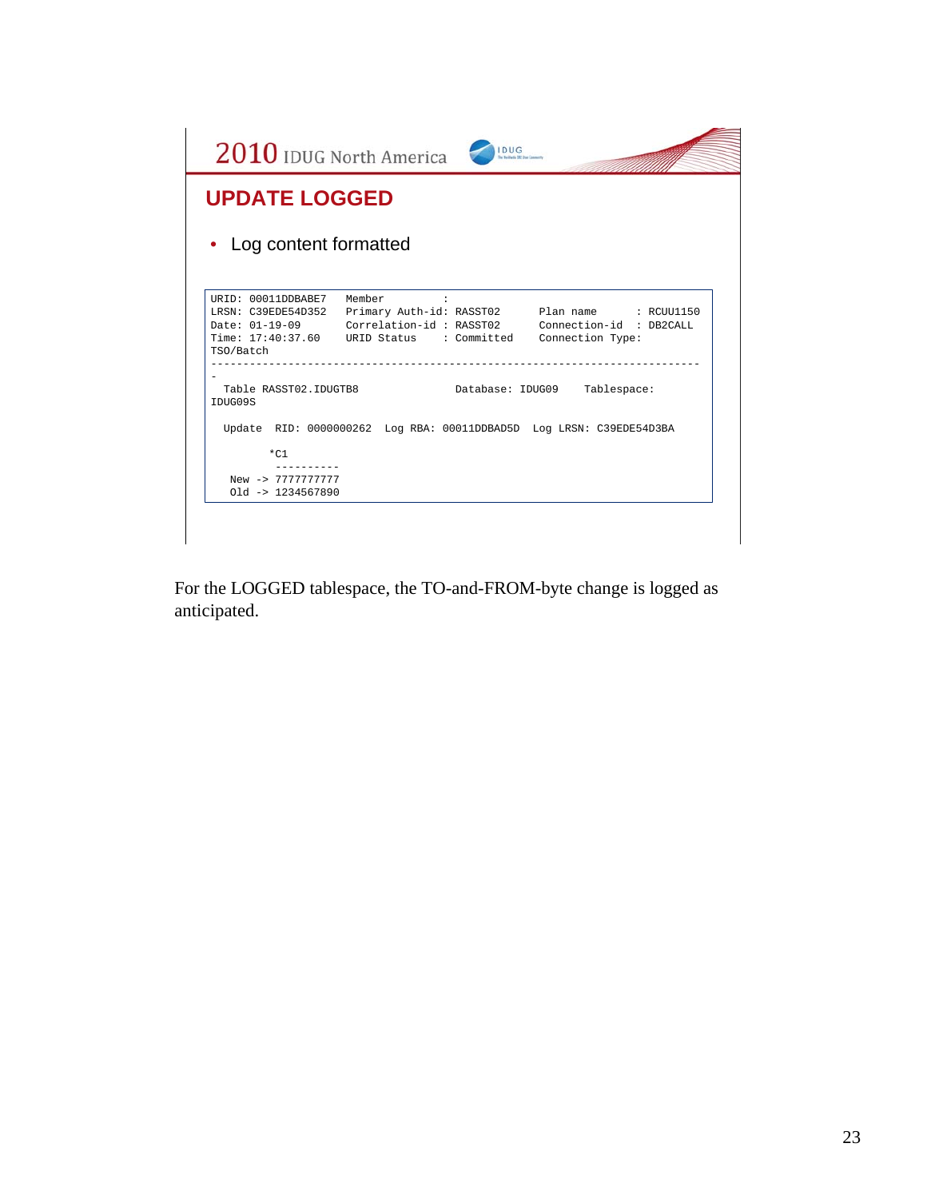## UPDATE LOGGED

- Log content formatted

```
URID: 00011DDBABE7   Member         :
LRSN: C39EDE54D352   Primary Auth-id: RASST02      Plan name      : RCUU1150
Date: 01-19-09       Correlation-id : RASST02      Connection-id  : DB2CALL
Time: 17:40:37.60    URID Status    : Committed    Connection Type:
TSO/Batch
----------------------------------------------------------------------------
-
  Table RASST02.IDUGTB8               Database: IDUG09    Tablespace:
IDUG09S

  Update  RID: 0000000262  Log RBA: 00011DDBAD5D  Log LRSN: C39EDE54D3BA

         *C1
          ----------
   New -> 7777777777
   Old -> 1234567890
```

For the LOGGED tablespace, the TO-and-FROM-byte change is logged as anticipated.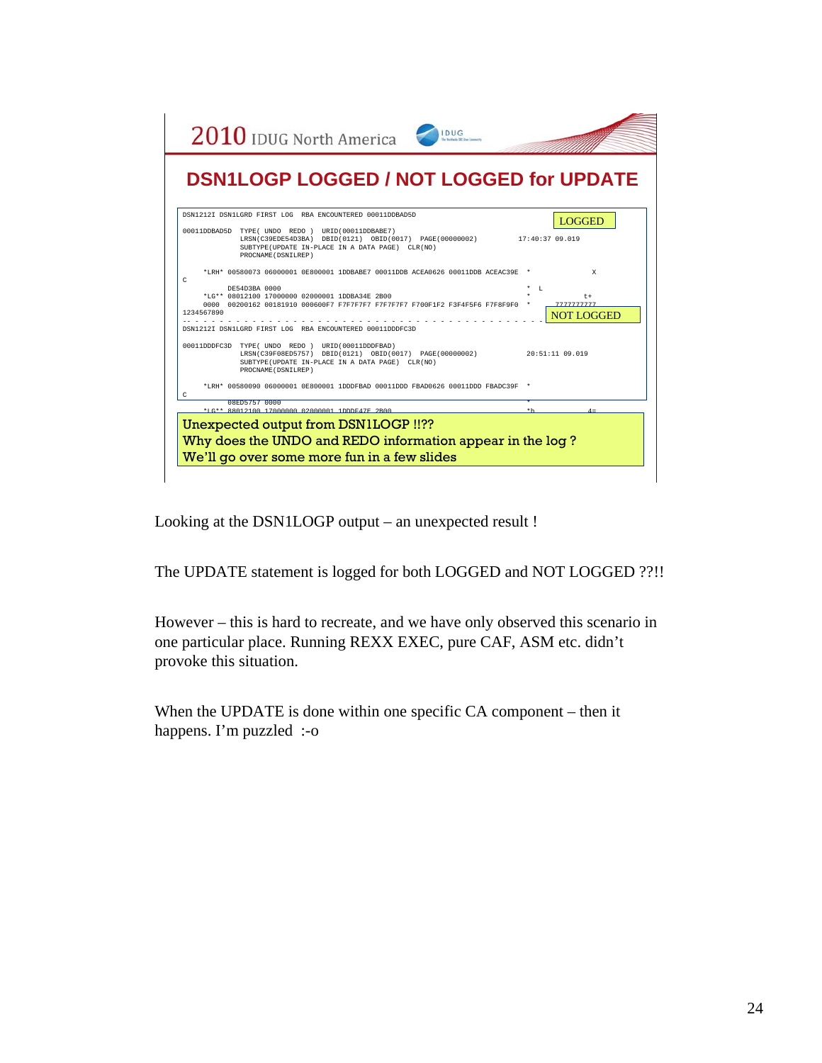## DSN1LOGP LOGGED / NOT LOGGED for UPDATE

```
DSN1212I DSN1LGRD FIRST LOG  RBA ENCOUNTERED 00011DDBAD5D                              LOGGED

00011DDBAD5D  TYPE( UNDO  REDO )  URID(00011DDBABE7)
              LRSN(C39EDE54D3BA)  DBID(0121)  OBID(0017)  PAGE(00000002)          17:40:37 09.019
              SUBTYPE(UPDATE IN-PLACE IN A DATA PAGE)  CLR(NO)
              PROCNAME(DSNILREP)

     *LRH* 00580073 06000001 0E800001 1DDBABE7 00011DDB ACEA0626 00011DDB ACEAC39E  *              X
C
           DE54D3BA 0000                                                            *  L
     *LG** 08012100 17000000 02000001 1DDBA34E 2B00                                 *              t+
     0000  00200162 00181910 000600F7 F7F7F7F7 F7F7F7F7 F700F1F2 F3F4F5F6 F7F8F9F0  *          7777777777
1234567890                                                                              NOT LOGGED
- - - - - - - - - - - - - - - - - - - - - - - - - - - - - - - - - - - - - - - - - - - -
DSN1212I DSN1LGRD FIRST LOG  RBA ENCOUNTERED 00011DDDFC3D

00011DDDFC3D  TYPE( UNDO  REDO )  URID(00011DDDFBAD)
              LRSN(C39F08ED5757)  DBID(0121)  OBID(0017)  PAGE(00000002)          20:51:11 09.019
              SUBTYPE(UPDATE IN-PLACE IN A DATA PAGE)  CLR(NO)
              PROCNAME(DSNILREP)

     *LRH* 00580090 06000001 0E800001 1DDDFBAD 00011DDD FBAD0626 00011DDD FBADC39F  *
C
           08ED5757 0000                                                            *
     *LG** 88012100 17000000 02000001 1DDDE47E 2B00                                 *h             4=
```

Unexpected output from DSN1LOGP !!??
Why does the UNDO and REDO information appear in the log ?
We'll go over some more fun in a few slides

Looking at the DSN1LOGP output – an unexpected result !

The UPDATE statement is logged for both LOGGED and NOT LOGGED ??!!

However – this is hard to recreate, and we have only observed this scenario in one particular place. Running REXX EXEC, pure CAF, ASM etc. didn't provoke this situation.

When the UPDATE is done within one specific CA component – then it happens. I'm puzzled :-o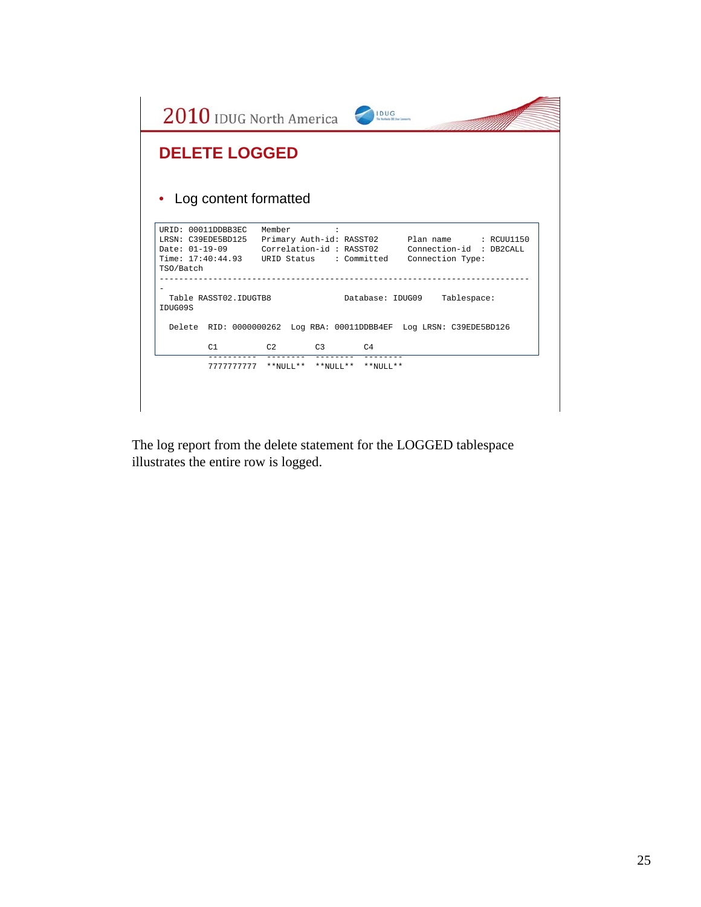## DELETE LOGGED

- Log content formatted

```
URID: 00011DDBB3EC    Member          :
LRSN: C39EDE5BD125    Primary Auth-id: RASST02      Plan name      : RCUU1150
Date: 01-19-09        Correlation-id : RASST02      Connection-id  : DB2CALL
Time: 17:40:44.93     URID Status    : Committed    Connection Type:
TSO/Batch
------------------------------------------------------------------------------
-
  Table RASST02.IDUGTB8              Database: IDUG09    Tablespace:
IDUG09S

  Delete  RID: 0000000262  Log RBA: 00011DDBB4EF  Log LRSN: C39EDE5BD126

          C1          C2        C3        C4
          ----------  --------  --------  --------
          7777777777  **NULL**  **NULL**  **NULL**
```

The log report from the delete statement for the LOGGED tablespace illustrates the entire row is logged.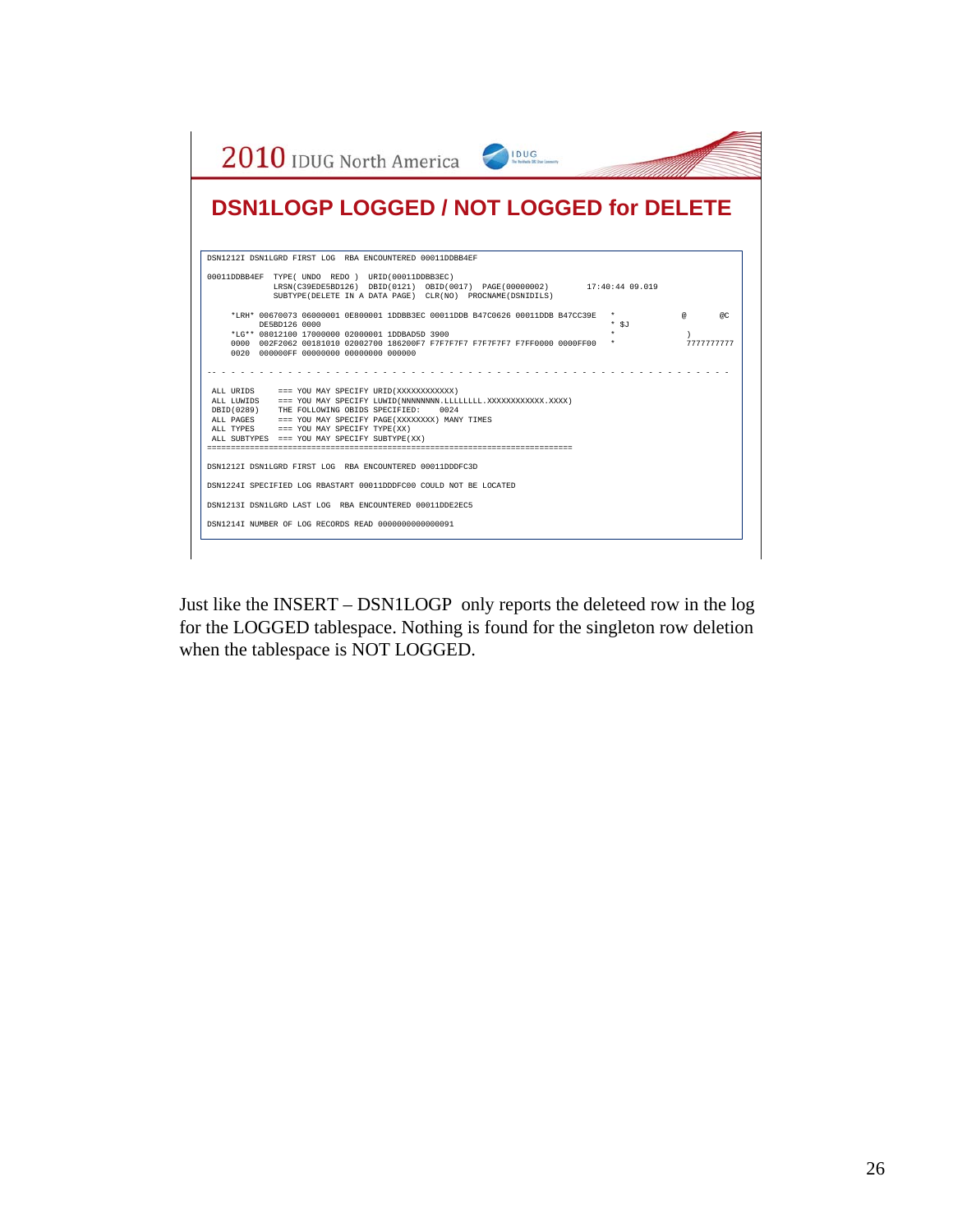## DSN1LOGP LOGGED / NOT LOGGED for DELETE

```
DSN1212I DSN1LGRD FIRST LOG  RBA ENCOUNTERED 00011DDBB4EF

00011DDBB4EF  TYPE( UNDO  REDO )  URID(00011DDBB3EC)
              LRSN(C39EDE5BD126)  DBID(0121)  OBID(0017)  PAGE(00000002)        17:40:44 09.019
              SUBTYPE(DELETE IN A DATA PAGE)  CLR(NO)  PROCNAME(DSNIDILS)

     *LRH* 00670073 06000001 0E800001 1DDBB3EC 00011DDB B47C0626 00011DDB B47CC39E   *             @        @C
           DE5BD126 0000                                                          * $J
     *LG** 08012100 17000000 02000001 1DDBAD5D 3900                               *             )
     0000  002F2062 00181010 02002700 186200F7 F7F7F7F7 F7F7F7F7 F7FF0000 0000FF00   *             7777777777
     0020  000000FF 00000000 00000000 000000

- - - - - - - - - - - - - - - - - - - - - - - - - - - - - - - - - - - - - - - - - - - - - - - - - - - - -

 ALL URIDS     === YOU MAY SPECIFY URID(XXXXXXXXXXXX)
 ALL LUWIDS    === YOU MAY SPECIFY LUWID(NNNNNNNN.LLLLLLLL.XXXXXXXXXXXX.XXXX)
 DBID(0289)    THE FOLLOWING OBIDS SPECIFIED:    0024
 ALL PAGES     === YOU MAY SPECIFY PAGE(XXXXXXXX) MANY TIMES
 ALL TYPES     === YOU MAY SPECIFY TYPE(XX)
 ALL SUBTYPES  === YOU MAY SPECIFY SUBTYPE(XX)
===========================================================================

DSN1212I DSN1LGRD FIRST LOG  RBA ENCOUNTERED 00011DDDFC3D

DSN1224I SPECIFIED LOG RBASTART 00011DDDFC00 COULD NOT BE LOCATED

DSN1213I DSN1LGRD LAST LOG  RBA ENCOUNTERED 00011DDE2EC5

DSN1214I NUMBER OF LOG RECORDS READ 0000000000000091
```

Just like the INSERT – DSN1LOGP only reports the deleteed row in the log for the LOGGED tablespace. Nothing is found for the singleton row deletion when the tablespace is NOT LOGGED.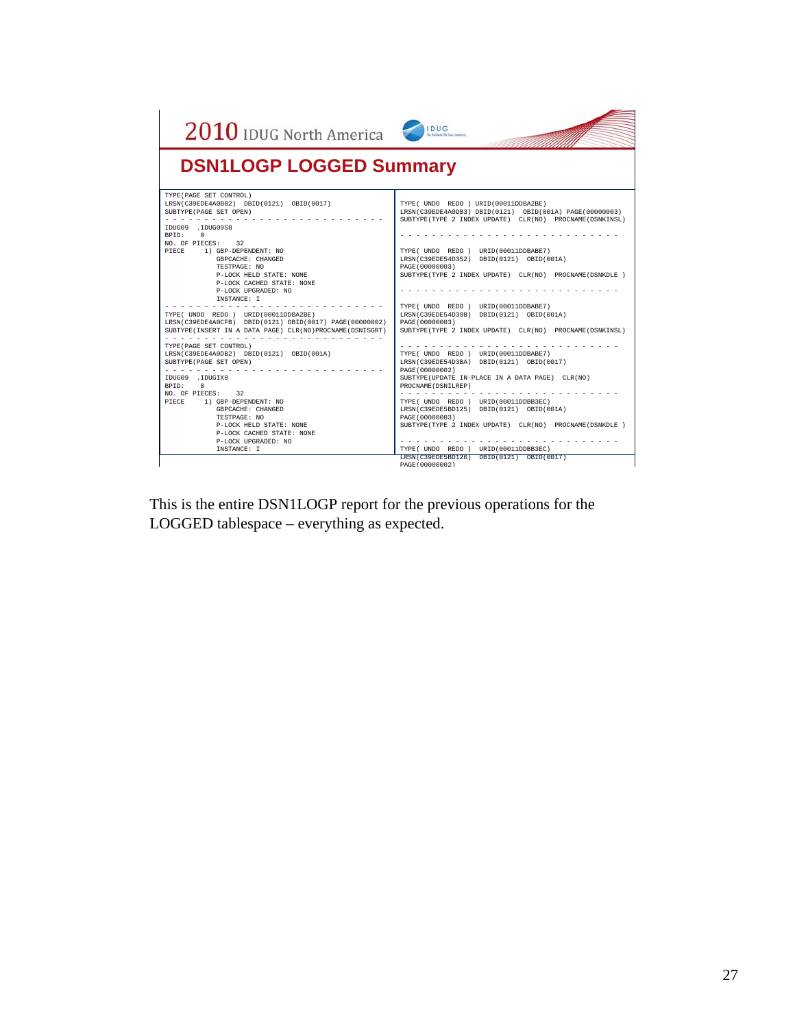## DSN1LOGP LOGGED Summary

```
TYPE(PAGE SET CONTROL)
LRSN(C39EDE4A0B02)  DBID(0121)  OBID(0017)
SUBTYPE(PAGE SET OPEN)
- - - - - - - - - - - - - - - - - - - - - - - - - - - -
IDUG09  .IDUG09S8
BPID:    0
NO. OF PIECES:    32
PIECE     1) GBP-DEPENDENT: NO
             GBPCACHE: CHANGED
             TESTPAGE: NO
             P-LOCK HELD STATE: NONE
             P-LOCK CACHED STATE: NONE
             P-LOCK UPGRADED: NO
             INSTANCE: I
- - - - - - - - - - - - - - - - - - - - - - - - - - - -
TYPE( UNDO  REDO )  URID(00011DDBA2BE)
LRSN(C39EDE4A0CFB)  DBID(0121) OBID(0017) PAGE(00000002)
SUBTYPE(INSERT IN A DATA PAGE) CLR(NO)PROCNAME(DSNISGRT)
- - - - - - - - - - - - - - - - - - - - - - - - - - - -
TYPE(PAGE SET CONTROL)
LRSN(C39EDE4A0DB2)  DBID(0121)  OBID(001A)
SUBTYPE(PAGE SET OPEN)
- - - - - - - - - - - - - - - - - - - - - - - - - - - -
IDUG09  .IDUGIX8
BPID:    0
NO. OF PIECES:    32
PIECE     1) GBP-DEPENDENT: NO
             GBPCACHE: CHANGED
             TESTPAGE: NO
             P-LOCK HELD STATE: NONE
             P-LOCK CACHED STATE: NONE
             P-LOCK UPGRADED: NO
             INSTANCE: I

TYPE( UNDO  REDO ) URID(00011DDBA2BE)
LRSN(C39EDE4A0DB3) DBID(0121)  OBID(001A) PAGE(00000003)
SUBTYPE(TYPE 2 INDEX UPDATE)  CLR(NO)  PROCNAME(DSNKINSL)

- - - - - - - - - - - - - - - - - - - - - - - - - - - -

TYPE( UNDO  REDO )  URID(00011DDBABE7)
LRSN(C39EDE54D352)  DBID(0121)  OBID(001A)
PAGE(00000003)
SUBTYPE(TYPE 2 INDEX UPDATE)  CLR(NO)  PROCNAME(DSNKDLE )

- - - - - - - - - - - - - - - - - - - - - - - - - - - -

TYPE( UNDO  REDO )  URID(00011DDBABE7)
LRSN(C39EDE54D398)  DBID(0121)  OBID(001A)
PAGE(00000003)
SUBTYPE(TYPE 2 INDEX UPDATE)  CLR(NO)  PROCNAME(DSNKINSL)

- - - - - - - - - - - - - - - - - - - - - - - - - - - -
TYPE( UNDO  REDO )  URID(00011DDBABE7)
LRSN(C39EDE54D3BA)  DBID(0121)  OBID(0017)
PAGE(00000002)
SUBTYPE(UPDATE IN-PLACE IN A DATA PAGE)  CLR(NO)
PROCNAME(DSNILREP)
- - - - - - - - - - - - - - - - - - - - - - - - - - - -
TYPE( UNDO  REDO )  URID(00011DDBB3EC)
LRSN(C39EDE5BD125)  DBID(0121)  OBID(001A)
PAGE(00000003)
SUBTYPE(TYPE 2 INDEX UPDATE)  CLR(NO)  PROCNAME(DSNKDLE )

- - - - - - - - - - - - - - - - - - - - - - - - - - - -
TYPE( UNDO  REDO )  URID(00011DDBB3EC)
LRSN(C39EDE5BD126)  DBID(0121)  OBID(0017)
PAGE(00000002)
```

This is the entire DSN1LOGP report for the previous operations for the LOGGED tablespace – everything as expected.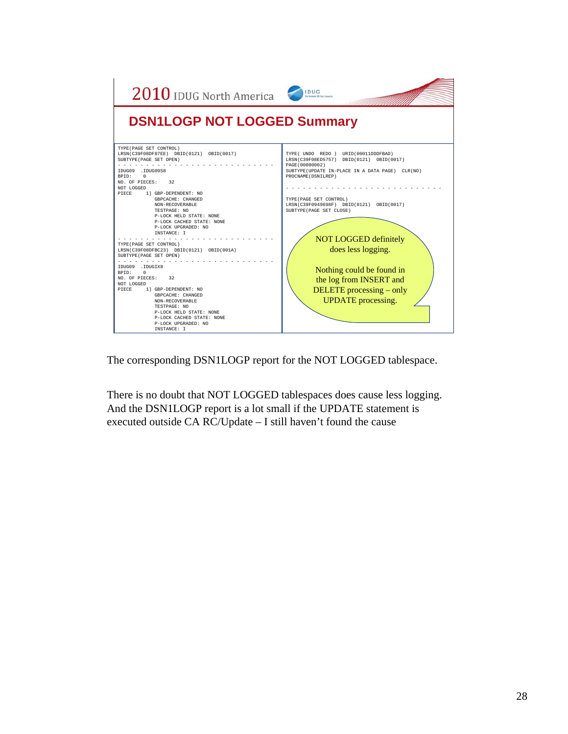## DSN1LOGP NOT LOGGED Summary

```
TYPE(PAGE SET CONTROL)
LRSN(C39F08DF87EE)  DBID(0121)  OBID(0017)
SUBTYPE(PAGE SET OPEN)
- - - - - - - - - - - - - - - - - - - - - - - - - - - -
IDUG09   .IDUG09S8
BPID:    0
NO. OF PIECES:    32
NOT LOGGED
PIECE      1) GBP-DEPENDENT: NO
             GBPCACHE: CHANGED
             NON-RECOVERABLE
             TESTPAGE: NO
             P-LOCK HELD STATE: NONE
             P-LOCK CACHED STATE: NONE
             P-LOCK UPGRADED: NO
             INSTANCE: I
- - - - - - - - - - - - - - - - - - - - - - - - - - - -
TYPE(PAGE SET CONTROL)
LRSN(C39F08DFBC23)  DBID(0121)  OBID(001A)
SUBTYPE(PAGE SET OPEN)
- - - - - - - - - - - - - - - - - - - - - - - - - - - -
IDUG09   .IDUGIX8
BPID:    0
NO. OF PIECES:    32
NOT LOGGED
PIECE      1) GBP-DEPENDENT: NO
             GBPCACHE: CHANGED
             NON-RECOVERABLE
             TESTPAGE: NO
             P-LOCK HELD STATE: NONE
             P-LOCK CACHED STATE: NONE
             P-LOCK UPGRADED: NO
             INSTANCE: I
```

```
TYPE( UNDO  REDO )  URID(00011DDDFBAD)
LRSN(C39F08ED5757)  DBID(0121)  OBID(0017)
PAGE(00000002)
SUBTYPE(UPDATE IN-PLACE IN A DATA PAGE)  CLR(NO)
PROCNAME(DSNILREP)
- - - - - - - - - - - - - - - - - - - - - - - - - - - -
TYPE(PAGE SET CONTROL)
LRSN(C39F0949698F)  DBID(0121)  OBID(0017)
SUBTYPE(PAGE SET CLOSE)
```

NOT LOGGED definitely does less logging.

Nothing could be found in the log from INSERT and DELETE processing – only UPDATE processing.

The corresponding DSN1LOGP report for the NOT LOGGED tablespace.

There is no doubt that NOT LOGGED tablespaces does cause less logging. And the DSN1LOGP report is a lot small if the UPDATE statement is executed outside CA RC/Update – I still haven't found the cause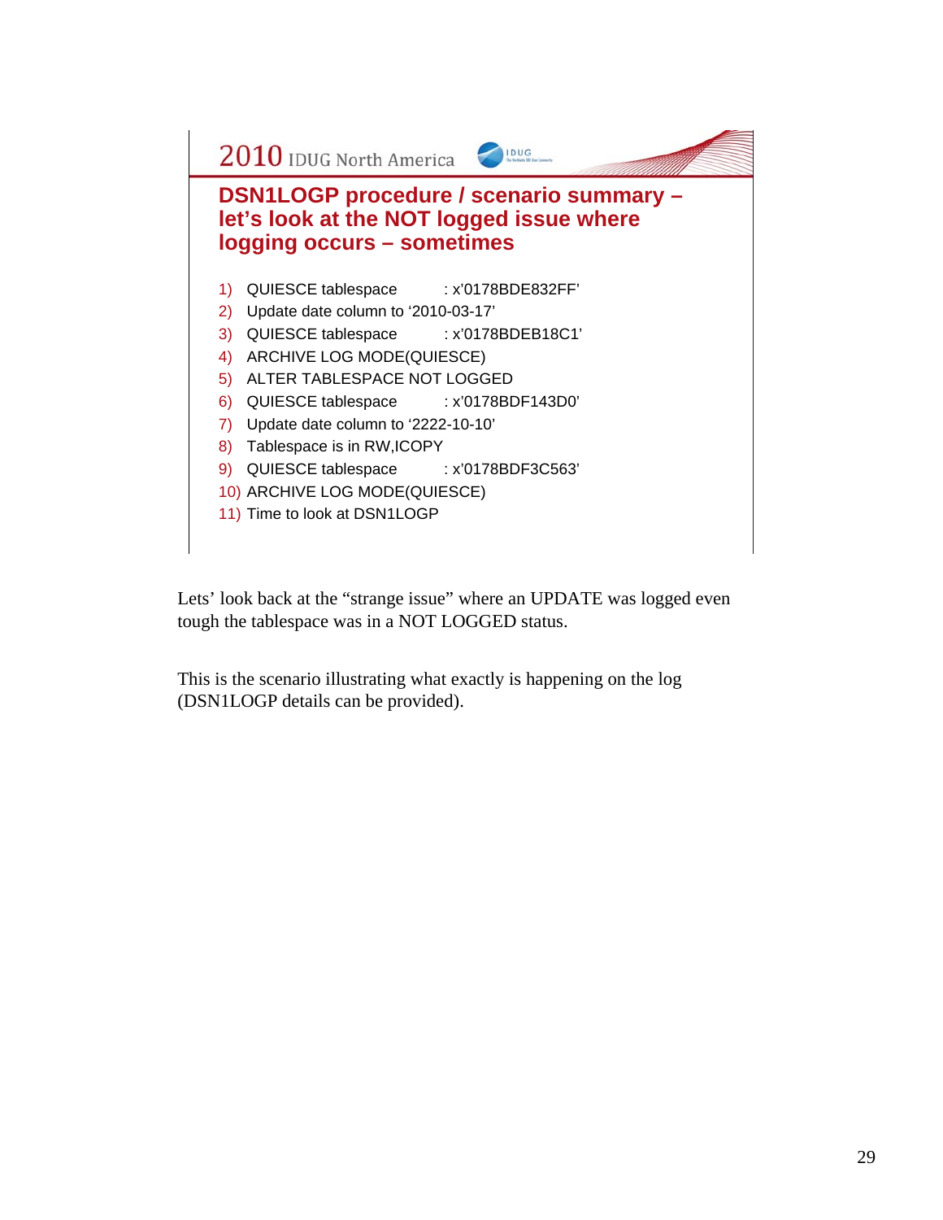## DSN1LOGP procedure / scenario summary – let's look at the NOT logged issue where logging occurs – sometimes

1) QUIESCE tablespace : x'0178BDE832FF'
2) Update date column to '2010-03-17'
3) QUIESCE tablespace : x'0178BDEB18C1'
4) ARCHIVE LOG MODE(QUIESCE)
5) ALTER TABLESPACE NOT LOGGED
6) QUIESCE tablespace : x'0178BDF143D0'
7) Update date column to '2222-10-10'
8) Tablespace is in RW,ICOPY
9) QUIESCE tablespace : x'0178BDF3C563'
10) ARCHIVE LOG MODE(QUIESCE)
11) Time to look at DSN1LOGP

Lets' look back at the "strange issue" where an UPDATE was logged even tough the tablespace was in a NOT LOGGED status.

This is the scenario illustrating what exactly is happening on the log (DSN1LOGP details can be provided).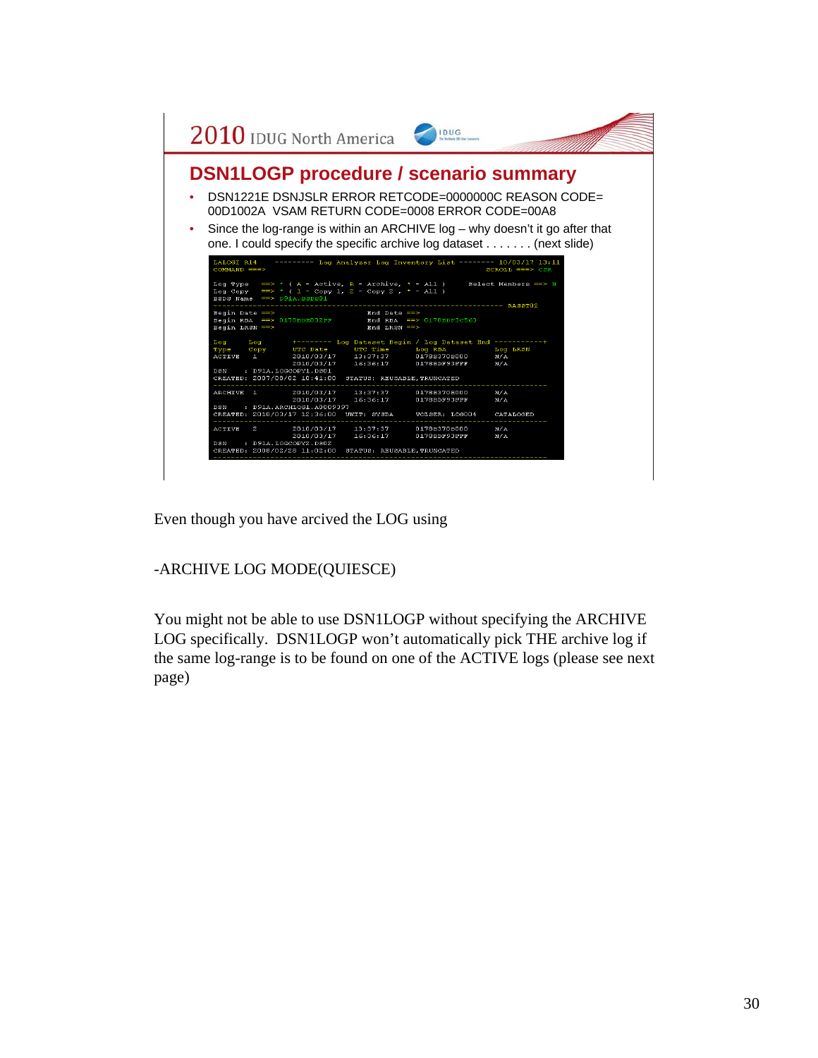## DSN1LOGP procedure / scenario summary

- DSN1221E DSNJSLR ERROR RETCODE=0000000C REASON CODE= 00D1002A VSAM RETURN CODE=0008 ERROR CODE=00A8
- Since the log-range is within an ARCHIVE log – why doesn't it go after that one. I could specify the specific archive log dataset . . . . . . . (next slide)

```
LALOGI R14        --------- Log Analyzer Log Inventory List -------- 10/03/17 13:11
COMMAND ===>                                                      SCROLL ===> CSR

Log Type   ==> * ( A - Active, R - Archive, * - All )       Select Members ==> N
Log Copy   ==> * ( 1 - Copy 1, 2 - Copy 2 , * - All )
BSDS Name  ==> D91A.BSDS01
------------------------------------------------------------------------ RASST02
Begin Date ==>                     End Date ==>
Begin RBA  ==> 0178DDB632FF        End RBA  ==> 0178DDF3C563
Begin LRSN ==>                     End LRSN ==>

Log      Log       +-------- Log Dataset Begin / Log Dataset End -----------+
Type     Copy       UTC Date    UTC Time    Log RBA          Log LRSN
ACTIVE    1         2010/03/17  13:37:37    0178B370B000     N/A
                    2010/03/17  16:36:17    0178EDF93FFF     N/A
DSN     : D91A.LOGCOPY1.DS01
CREATED: 2007/08/02 10:41:00   STATUS: REUSABLE,TRUNCATED
------------------------------------------------------------------------
ARCHIVE   1         2010/03/17  13:37:37    0178B370B000     N/A
                    2010/03/17  16:36:17    0178EDF93FFF     N/A
DSN     : D91A.ARCHLOG1.A0009397
CREATED: 2010/03/17 12:36:00   UNIT: SYSDA    VOLSER: LOG004    CATALOGED
------------------------------------------------------------------------
ACTIVE    2         2010/03/17  13:37:37    0178B370B000     N/A
                    2010/03/17  16:36:17    0178EDF93FFF     N/A
DSN     : D91A.LOGCOPY2.DS02
CREATED: 2008/02/28 11:02:00   STATUS: REUSABLE,TRUNCATED
------------------------------------------------------------------------
```

Even though you have arcived the LOG using

-ARCHIVE LOG MODE(QUIESCE)

You might not be able to use DSN1LOGP without specifying the ARCHIVE LOG specifically. DSN1LOGP won't automatically pick THE archive log if the same log-range is to be found on one of the ACTIVE logs (please see next page)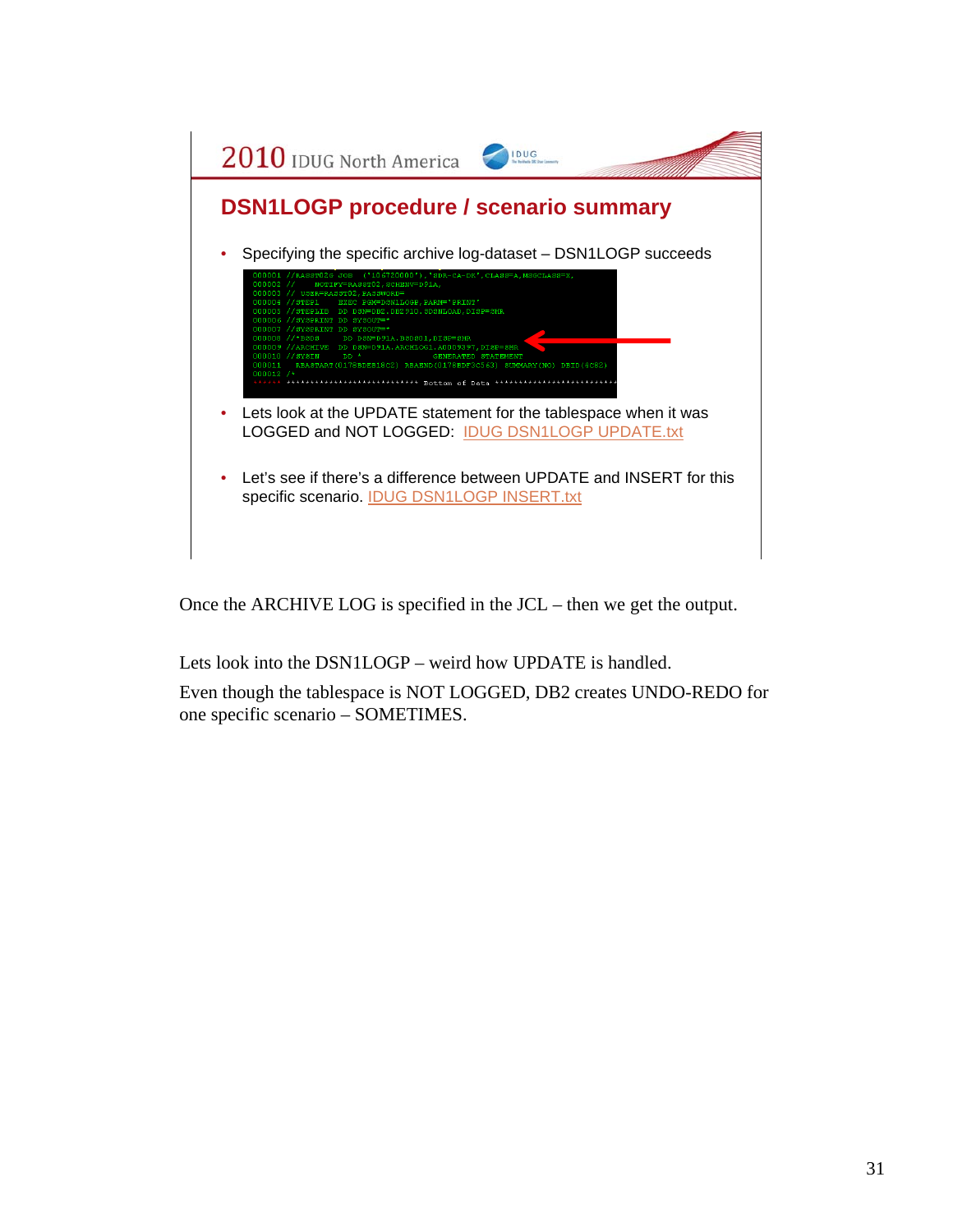## DSN1LOGP procedure / scenario summary

- Specifying the specific archive log-dataset – DSN1LOGP succeeds

```
000001 //RASST02S JOB  ('10S720000'),'BDR-CA-DK',CLASS=A,MSGCLASS=X,
000002 //    NOTIFY=RASST02,SCHENV=D91A,
000003 // USER=RASST02,PASSWORD=
000004 //STEP1     EXEC PGM=DSN1LOGP,PARM='PRINT'
000005 //STEPLIB  DD DSN=DB2.DB2910.SDSNLOAD,DISP=SHR
000006 //SYSPRINT DD SYSOUT=*
000007 //SYSSPRINT DD SYSOUT=*
000008 //*BSDS     DD DSN=D91A.BSDS01,DISP=SHR
000009 //ARCHIVE  DD DSN=D91A.ARCHLOG1.A0009397,DISP=SHR
000010 //SYSIN    DD *           GENERATED STATEMENT
000011   RBASTART(0178BDE818C2) RBAEND(0178BDF3C563) SUMMARY(NO) DBID(4C82)
000012 /*
****** *************************** Bottom of Data *************************
```

- Lets look at the UPDATE statement for the tablespace when it was LOGGED and NOT LOGGED: IDUG DSN1LOGP UPDATE.txt

- Let's see if there's a difference between UPDATE and INSERT for this specific scenario. IDUG DSN1LOGP INSERT.txt

Once the ARCHIVE LOG is specified in the JCL – then we get the output.

Lets look into the DSN1LOGP – weird how UPDATE is handled.

Even though the tablespace is NOT LOGGED, DB2 creates UNDO-REDO for one specific scenario – SOMETIMES.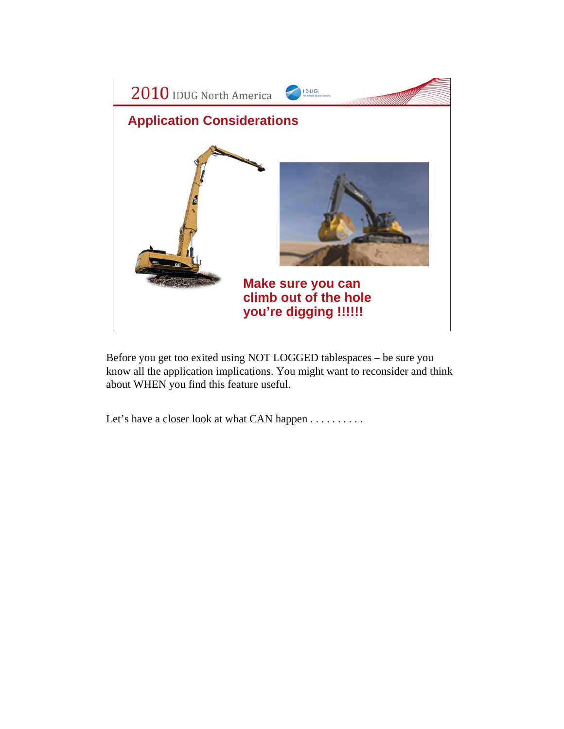## Application Considerations

**Make sure you can climb out of the hole you're digging !!!!!!**

Before you get too exited using NOT LOGGED tablespaces – be sure you know all the application implications. You might want to reconsider and think about WHEN you find this feature useful.

Let's have a closer look at what CAN happen . . . . . . . . . .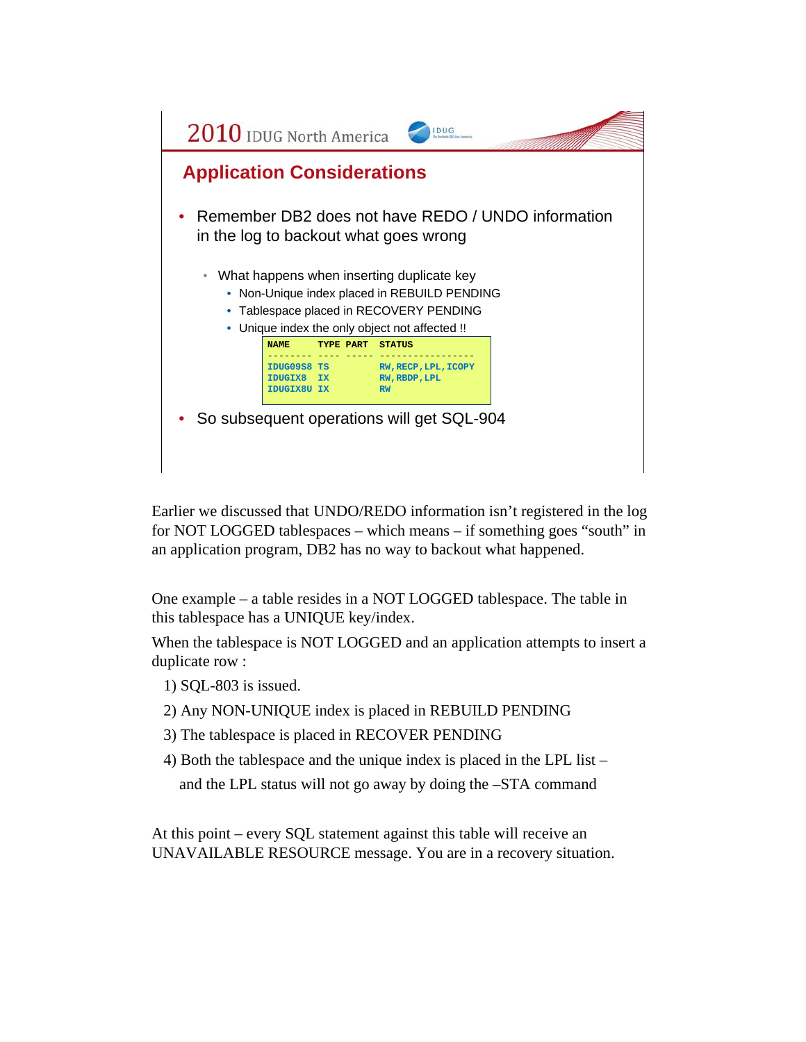## Application Considerations

- Remember DB2 does not have REDO / UNDO information in the log to backout what goes wrong
  - What happens when inserting duplicate key
    - Non-Unique index placed in REBUILD PENDING
    - Tablespace placed in RECOVERY PENDING
    - Unique index the only object not affected !!

```
NAME     TYPE PART  STATUS
-------- ---- ----- -----------------
IDUG09S8 TS         RW,RECP,LPL,ICOPY
IDUGIX8  IX         RW,RBDP,LPL
IDUGIX8U IX         RW
```

- So subsequent operations will get SQL-904

Earlier we discussed that UNDO/REDO information isn't registered in the log for NOT LOGGED tablespaces – which means – if something goes "south" in an application program, DB2 has no way to backout what happened.

One example – a table resides in a NOT LOGGED tablespace. The table in this tablespace has a UNIQUE key/index.

When the tablespace is NOT LOGGED and an application attempts to insert a duplicate row :

1) SQL-803 is issued.
2) Any NON-UNIQUE index is placed in REBUILD PENDING
3) The tablespace is placed in RECOVER PENDING
4) Both the tablespace and the unique index is placed in the LPL list – and the LPL status will not go away by doing the –STA command

At this point – every SQL statement against this table will receive an UNAVAILABLE RESOURCE message. You are in a recovery situation.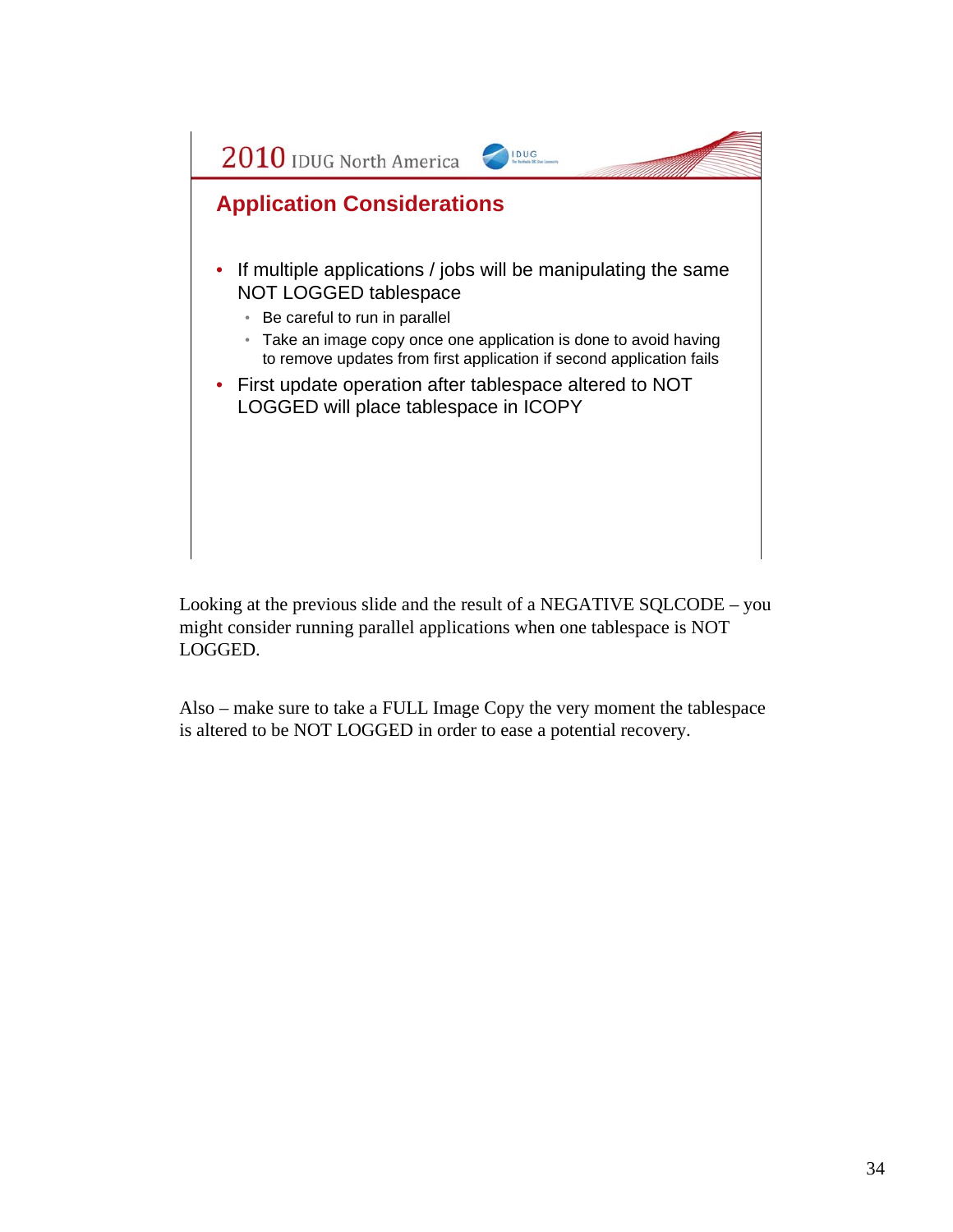## Application Considerations

- If multiple applications / jobs will be manipulating the same NOT LOGGED tablespace
  - Be careful to run in parallel
  - Take an image copy once one application is done to avoid having to remove updates from first application if second application fails
- First update operation after tablespace altered to NOT LOGGED will place tablespace in ICOPY

Looking at the previous slide and the result of a NEGATIVE SQLCODE – you might consider running parallel applications when one tablespace is NOT LOGGED.

Also – make sure to take a FULL Image Copy the very moment the tablespace is altered to be NOT LOGGED in order to ease a potential recovery.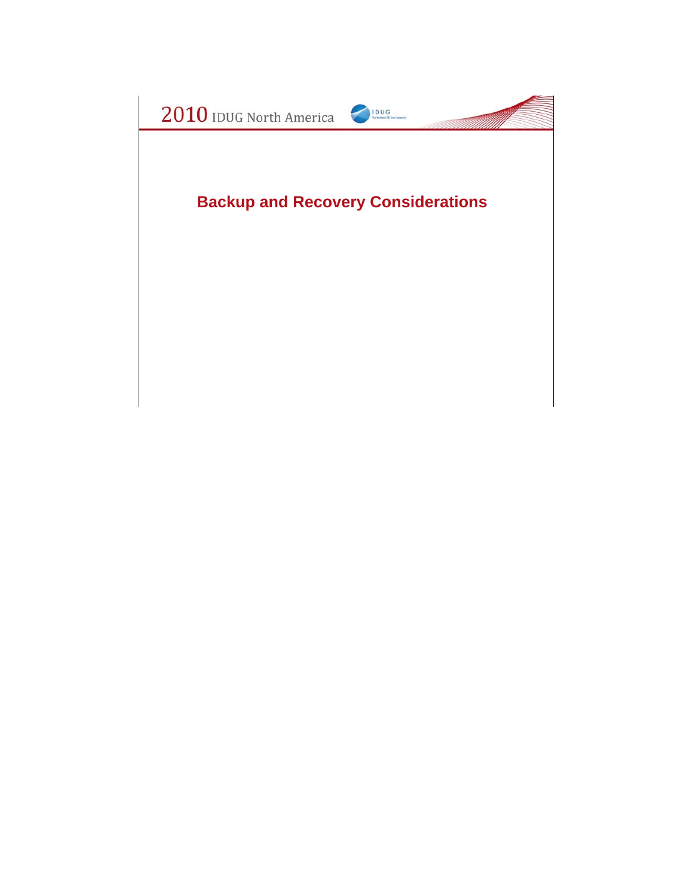# Backup and Recovery Considerations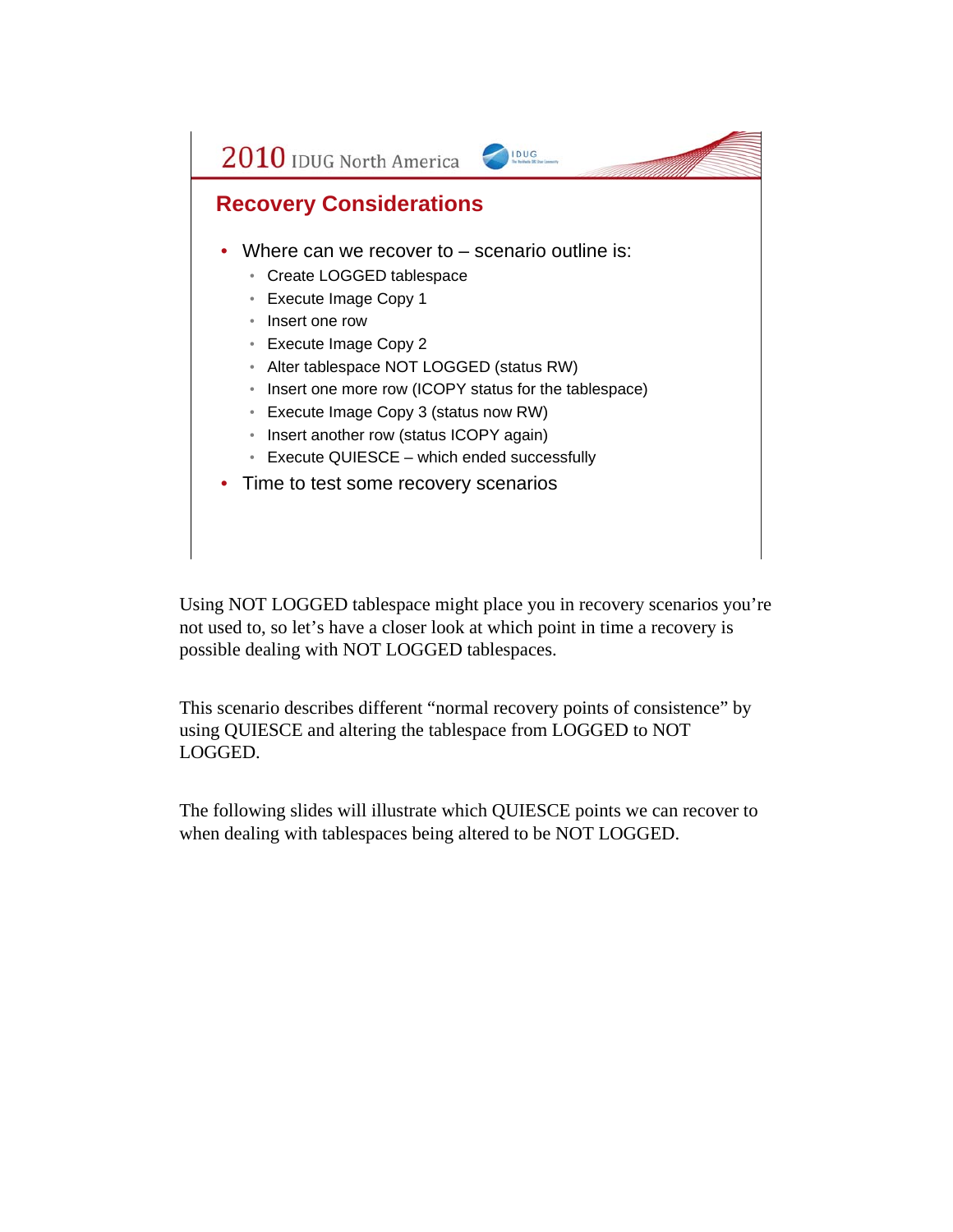## Recovery Considerations

- Where can we recover to – scenario outline is:
  - Create LOGGED tablespace
  - Execute Image Copy 1
  - Insert one row
  - Execute Image Copy 2
  - Alter tablespace NOT LOGGED (status RW)
  - Insert one more row (ICOPY status for the tablespace)
  - Execute Image Copy 3 (status now RW)
  - Insert another row (status ICOPY again)
  - Execute QUIESCE – which ended successfully
- Time to test some recovery scenarios

Using NOT LOGGED tablespace might place you in recovery scenarios you're not used to, so let's have a closer look at which point in time a recovery is possible dealing with NOT LOGGED tablespaces.

This scenario describes different "normal recovery points of consistence" by using QUIESCE and altering the tablespace from LOGGED to NOT LOGGED.

The following slides will illustrate which QUIESCE points we can recover to when dealing with tablespaces being altered to be NOT LOGGED.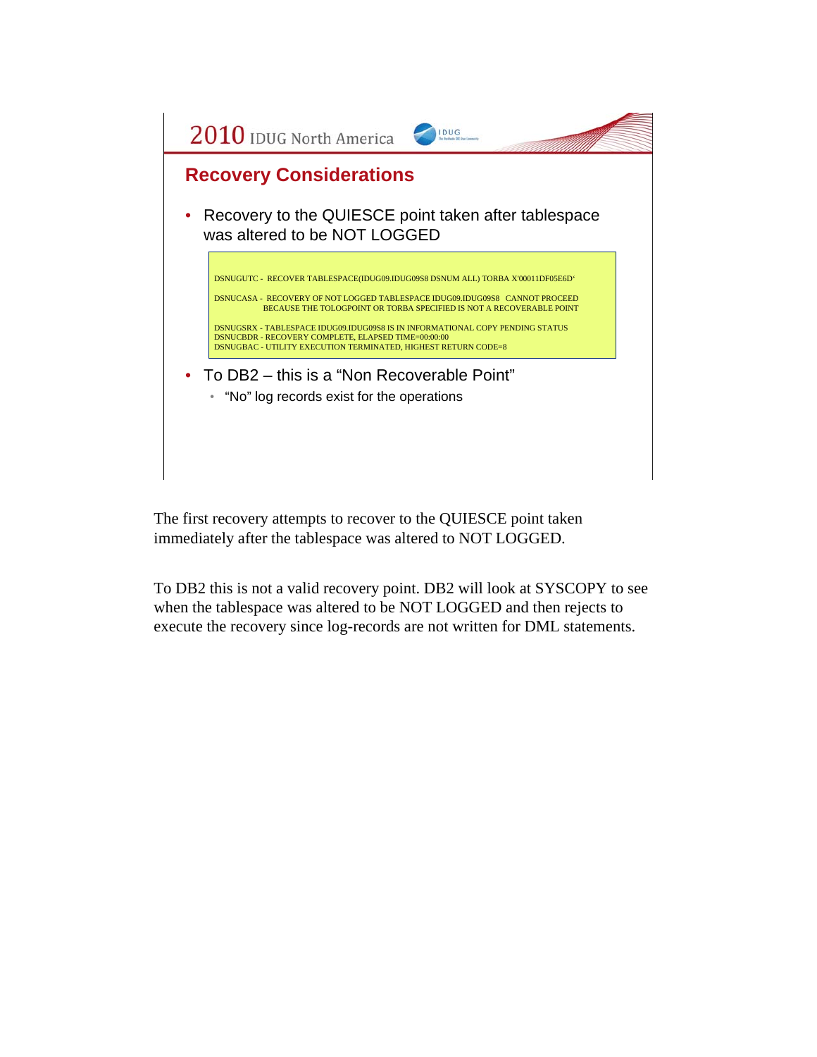## Recovery Considerations

- Recovery to the QUIESCE point taken after tablespace was altered to be NOT LOGGED

```
DSNUGUTC -  RECOVER TABLESPACE(IDUG09.IDUG09S8 DSNUM ALL) TORBA X'00011DF05E6D'

DSNUCASA -  RECOVERY OF NOT LOGGED TABLESPACE IDUG09.IDUG09S8   CANNOT PROCEED
            BECAUSE THE TOLOGPOINT OR TORBA SPECIFIED IS NOT A RECOVERABLE POINT

DSNUGSRX - TABLESPACE IDUG09.IDUG09S8 IS IN INFORMATIONAL COPY PENDING STATUS
DSNUCBDR - RECOVERY COMPLETE, ELAPSED TIME=00:00:00
DSNUGBAC - UTILITY EXECUTION TERMINATED, HIGHEST RETURN CODE=8
```

- To DB2 – this is a "Non Recoverable Point"
  - "No" log records exist for the operations

The first recovery attempts to recover to the QUIESCE point taken immediately after the tablespace was altered to NOT LOGGED.

To DB2 this is not a valid recovery point. DB2 will look at SYSCOPY to see when the tablespace was altered to be NOT LOGGED and then rejects to execute the recovery since log-records are not written for DML statements.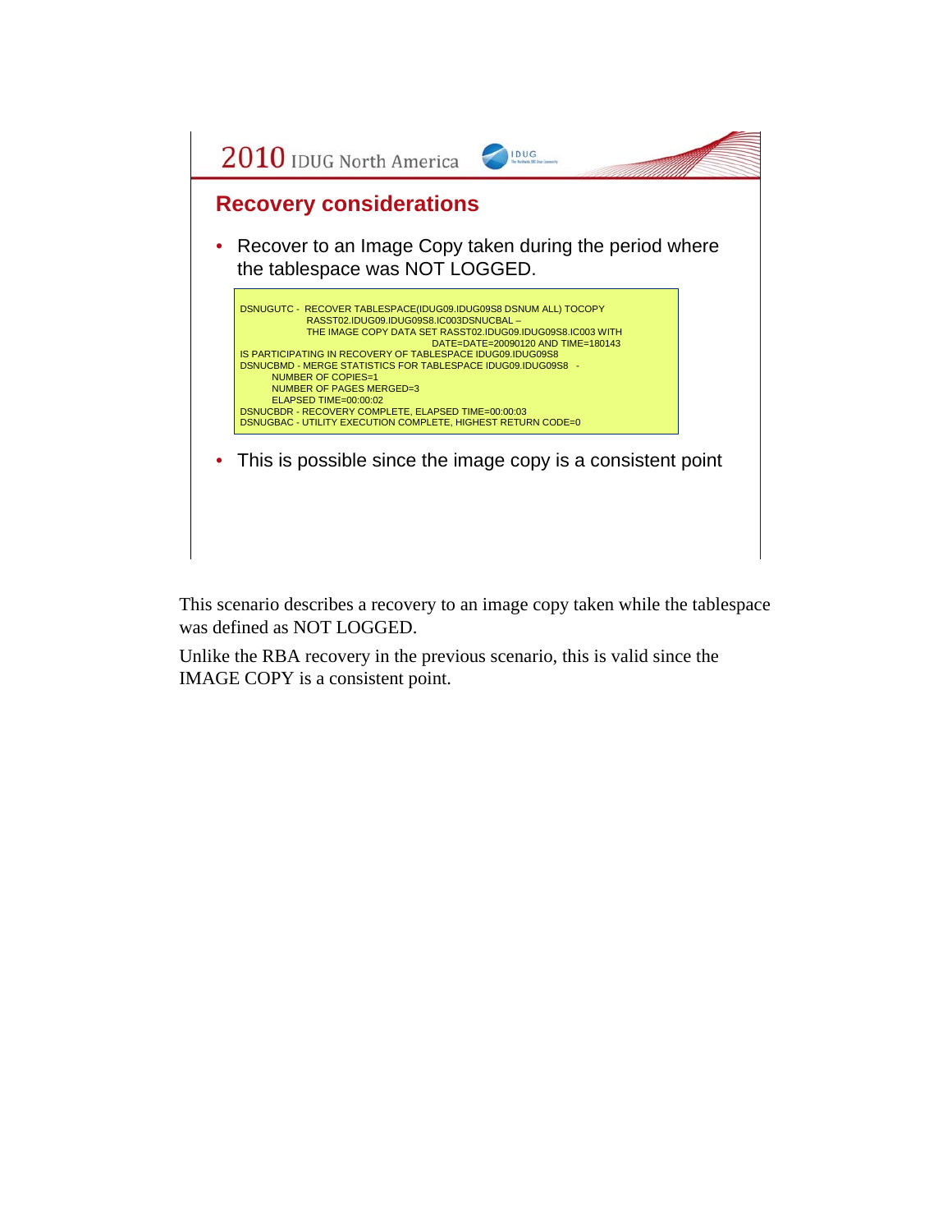## Recovery considerations

- Recover to an Image Copy taken during the period where the tablespace was NOT LOGGED.

```
DSNUGUTC - RECOVER TABLESPACE(IDUG09.IDUG09S8 DSNUM ALL) TOCOPY
             RASST02.IDUG09.IDUG09S8.IC003DSNUCBAL –
             THE IMAGE COPY DATA SET RASST02.IDUG09.IDUG09S8.IC003 WITH
                          DATE=DATE=20090120 AND TIME=180143
IS PARTICIPATING IN RECOVERY OF TABLESPACE IDUG09.IDUG09S8
DSNUCBMD - MERGE STATISTICS FOR TABLESPACE IDUG09.IDUG09S8  -
       NUMBER OF COPIES=1
       NUMBER OF PAGES MERGED=3
       ELAPSED TIME=00:00:02
DSNUCBDR - RECOVERY COMPLETE, ELAPSED TIME=00:00:03
DSNUGBAC - UTILITY EXECUTION COMPLETE, HIGHEST RETURN CODE=0
```

- This is possible since the image copy is a consistent point

This scenario describes a recovery to an image copy taken while the tablespace was defined as NOT LOGGED.

Unlike the RBA recovery in the previous scenario, this is valid since the IMAGE COPY is a consistent point.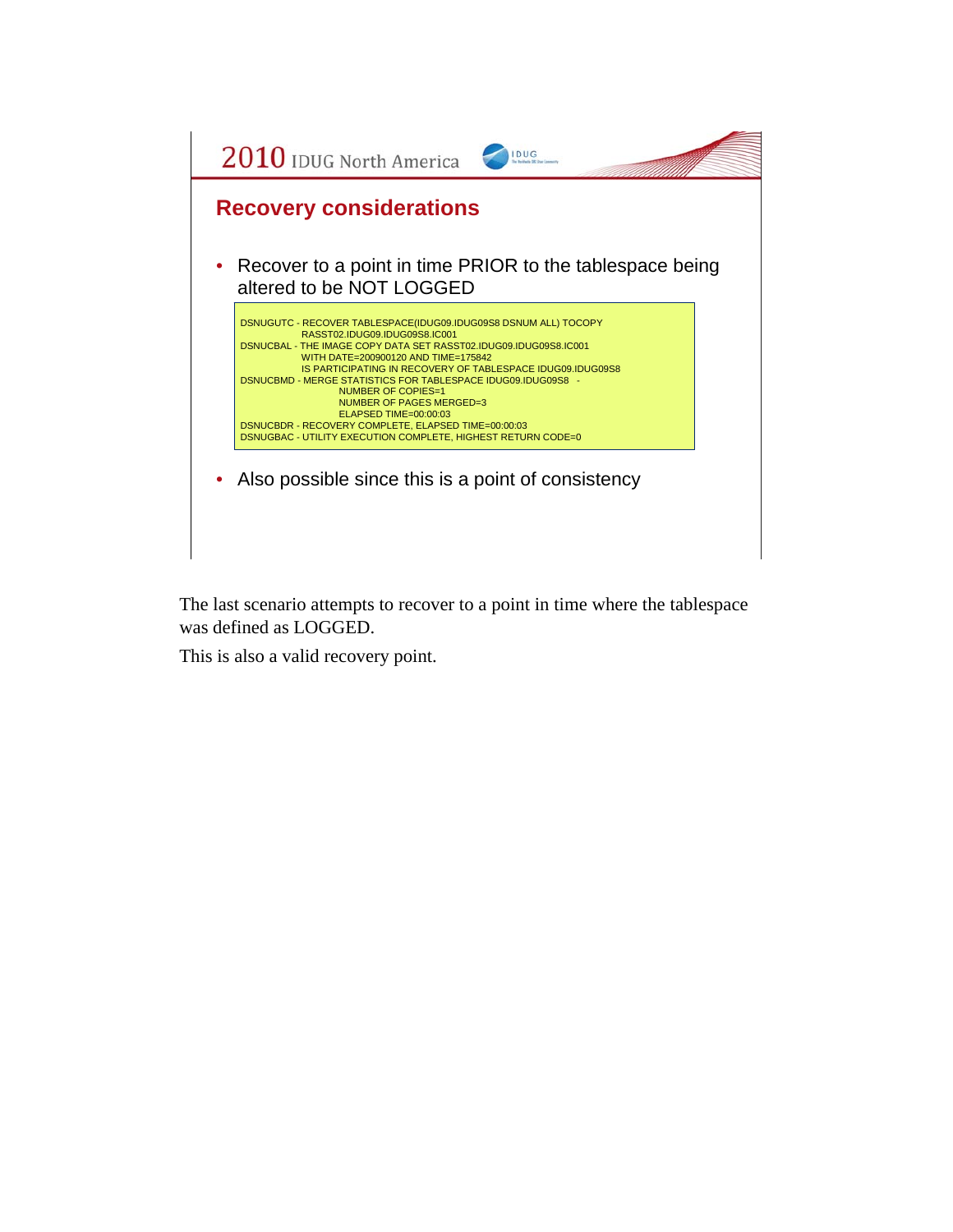## Recovery considerations

- Recover to a point in time PRIOR to the tablespace being altered to be NOT LOGGED

```
DSNUGUTC - RECOVER TABLESPACE(IDUG09.IDUG09S8 DSNUM ALL) TOCOPY
           RASST02.IDUG09.IDUG09S8.IC001
DSNUCBAL - THE IMAGE COPY DATA SET RASST02.IDUG09.IDUG09S8.IC001
           WITH DATE=200900120 AND TIME=175842
           IS PARTICIPATING IN RECOVERY OF TABLESPACE IDUG09.IDUG09S8
DSNUCBMD - MERGE STATISTICS FOR TABLESPACE IDUG09.IDUG09S8  -
                NUMBER OF COPIES=1
                NUMBER OF PAGES MERGED=3
                ELAPSED TIME=00:00:03
DSNUCBDR - RECOVERY COMPLETE, ELAPSED TIME=00:00:03
DSNUGBAC - UTILITY EXECUTION COMPLETE, HIGHEST RETURN CODE=0
```

- Also possible since this is a point of consistency

The last scenario attempts to recover to a point in time where the tablespace was defined as LOGGED.

This is also a valid recovery point.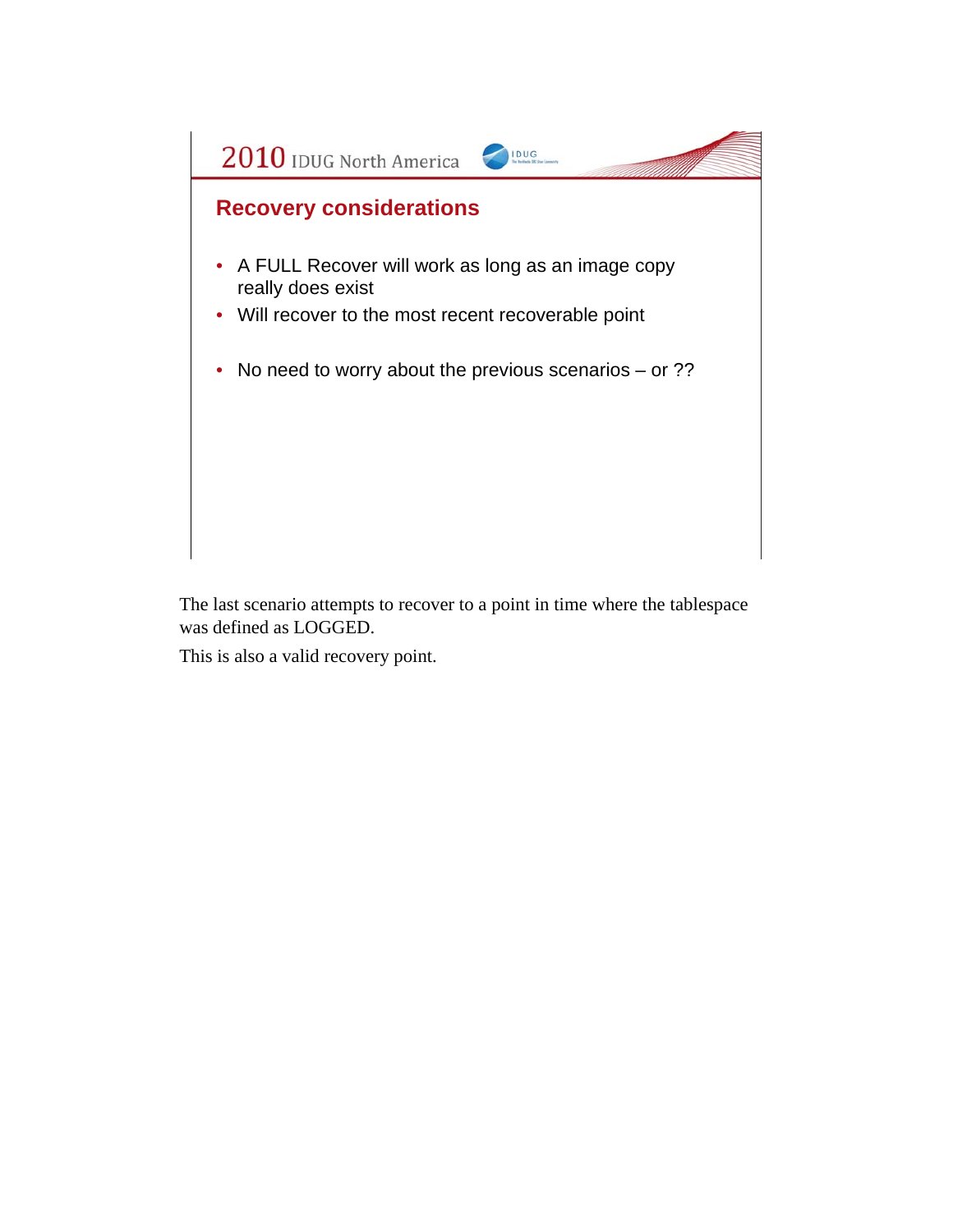## Recovery considerations

- A FULL Recover will work as long as an image copy really does exist
- Will recover to the most recent recoverable point
- No need to worry about the previous scenarios – or ??

The last scenario attempts to recover to a point in time where the tablespace was defined as LOGGED.

This is also a valid recovery point.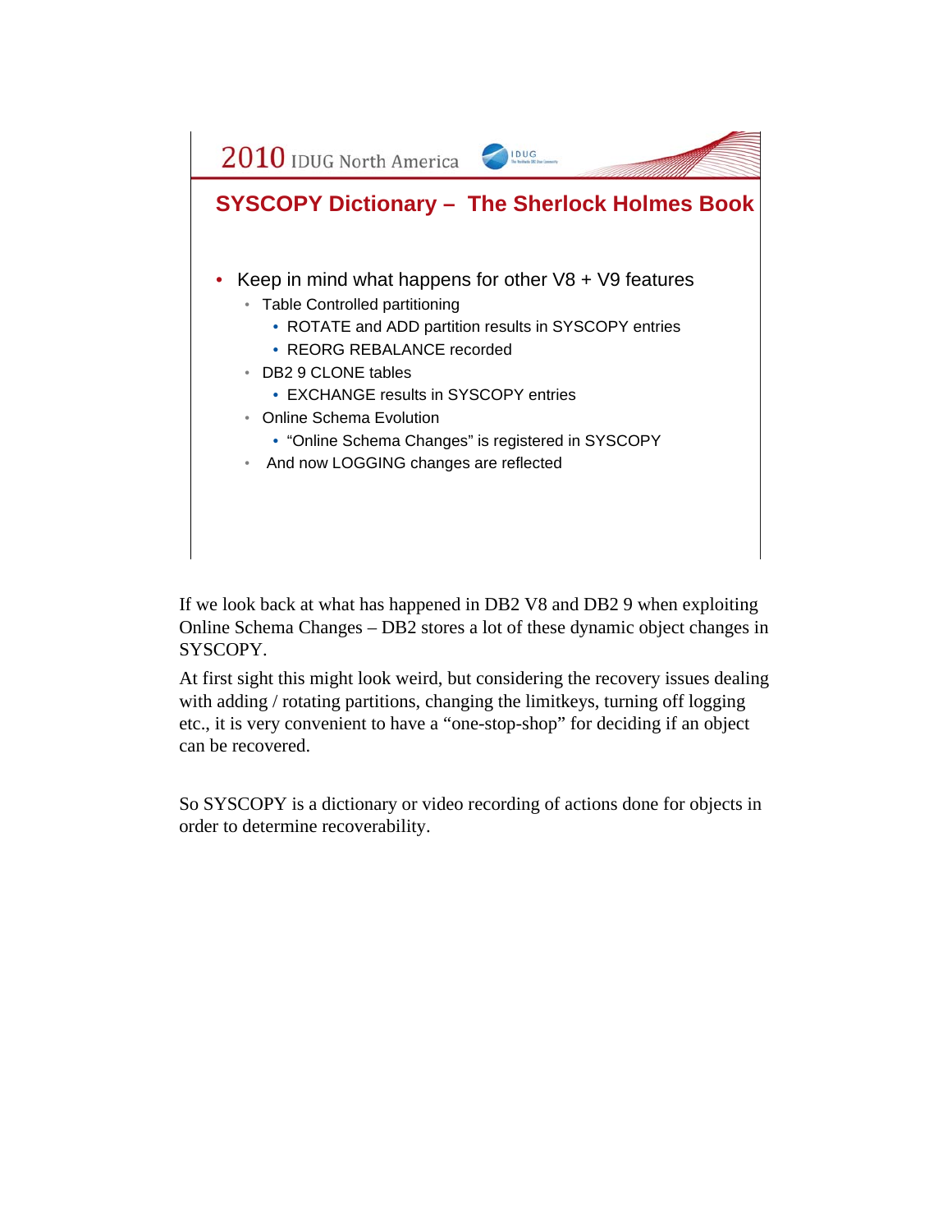## SYSCOPY Dictionary – The Sherlock Holmes Book

- Keep in mind what happens for other V8 + V9 features
  - Table Controlled partitioning
    - ROTATE and ADD partition results in SYSCOPY entries
    - REORG REBALANCE recorded
  - DB2 9 CLONE tables
    - EXCHANGE results in SYSCOPY entries
  - Online Schema Evolution
    - "Online Schema Changes" is registered in SYSCOPY
  - And now LOGGING changes are reflected

If we look back at what has happened in DB2 V8 and DB2 9 when exploiting Online Schema Changes – DB2 stores a lot of these dynamic object changes in SYSCOPY.

At first sight this might look weird, but considering the recovery issues dealing with adding / rotating partitions, changing the limitkeys, turning off logging etc., it is very convenient to have a "one-stop-shop" for deciding if an object can be recovered.

So SYSCOPY is a dictionary or video recording of actions done for objects in order to determine recoverability.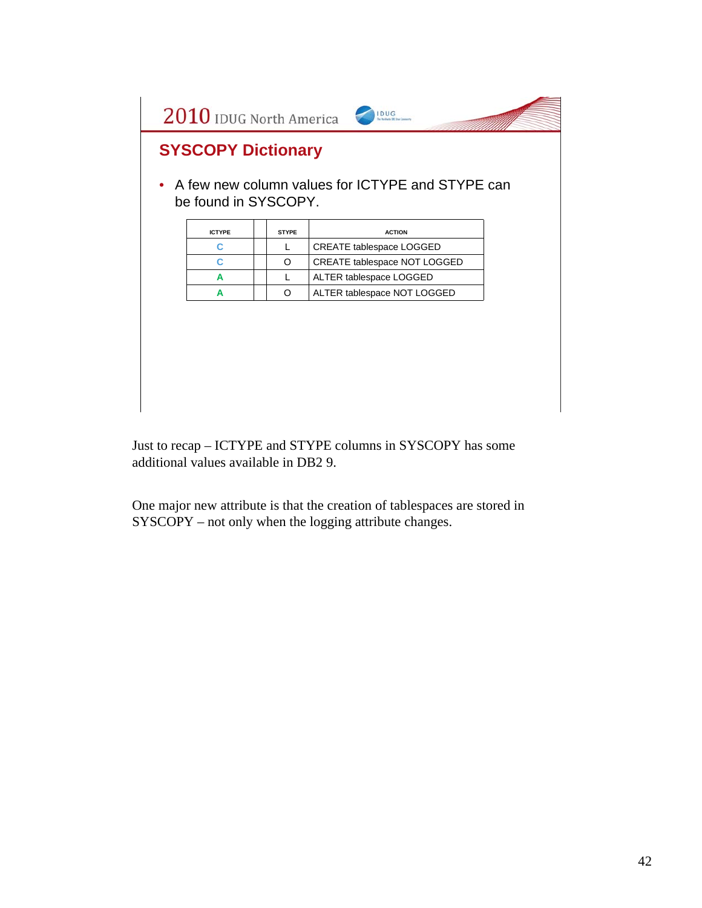## SYSCOPY Dictionary

- A few new column values for ICTYPE and STYPE can be found in SYSCOPY.

| ICTYPE | | STYPE | ACTION |
|---|---|---|---|
| C | | L | CREATE tablespace LOGGED |
| C | | O | CREATE tablespace NOT LOGGED |
| A | | L | ALTER tablespace LOGGED |
| A | | O | ALTER tablespace NOT LOGGED |

Just to recap – ICTYPE and STYPE columns in SYSCOPY has some additional values available in DB2 9.

One major new attribute is that the creation of tablespaces are stored in SYSCOPY – not only when the logging attribute changes.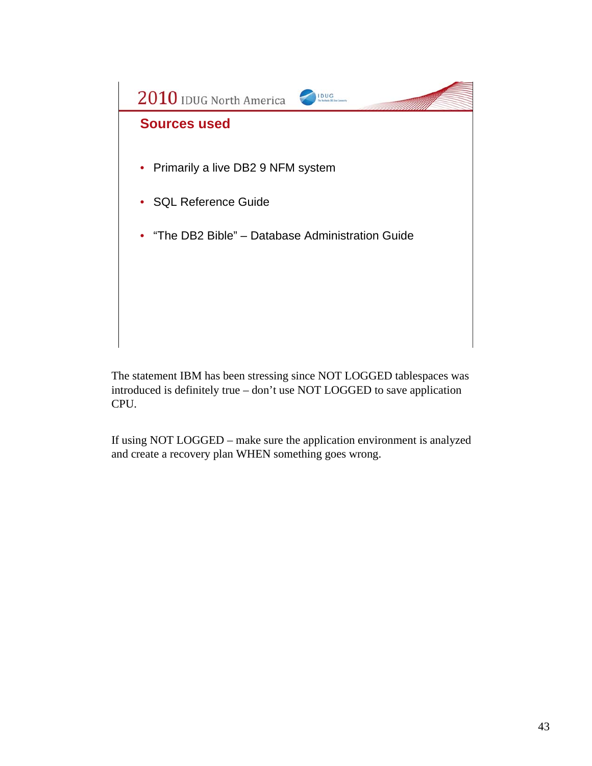## Sources used

- Primarily a live DB2 9 NFM system
- SQL Reference Guide
- "The DB2 Bible" – Database Administration Guide

The statement IBM has been stressing since NOT LOGGED tablespaces was introduced is definitely true – don't use NOT LOGGED to save application CPU.

If using NOT LOGGED – make sure the application environment is analyzed and create a recovery plan WHEN something goes wrong.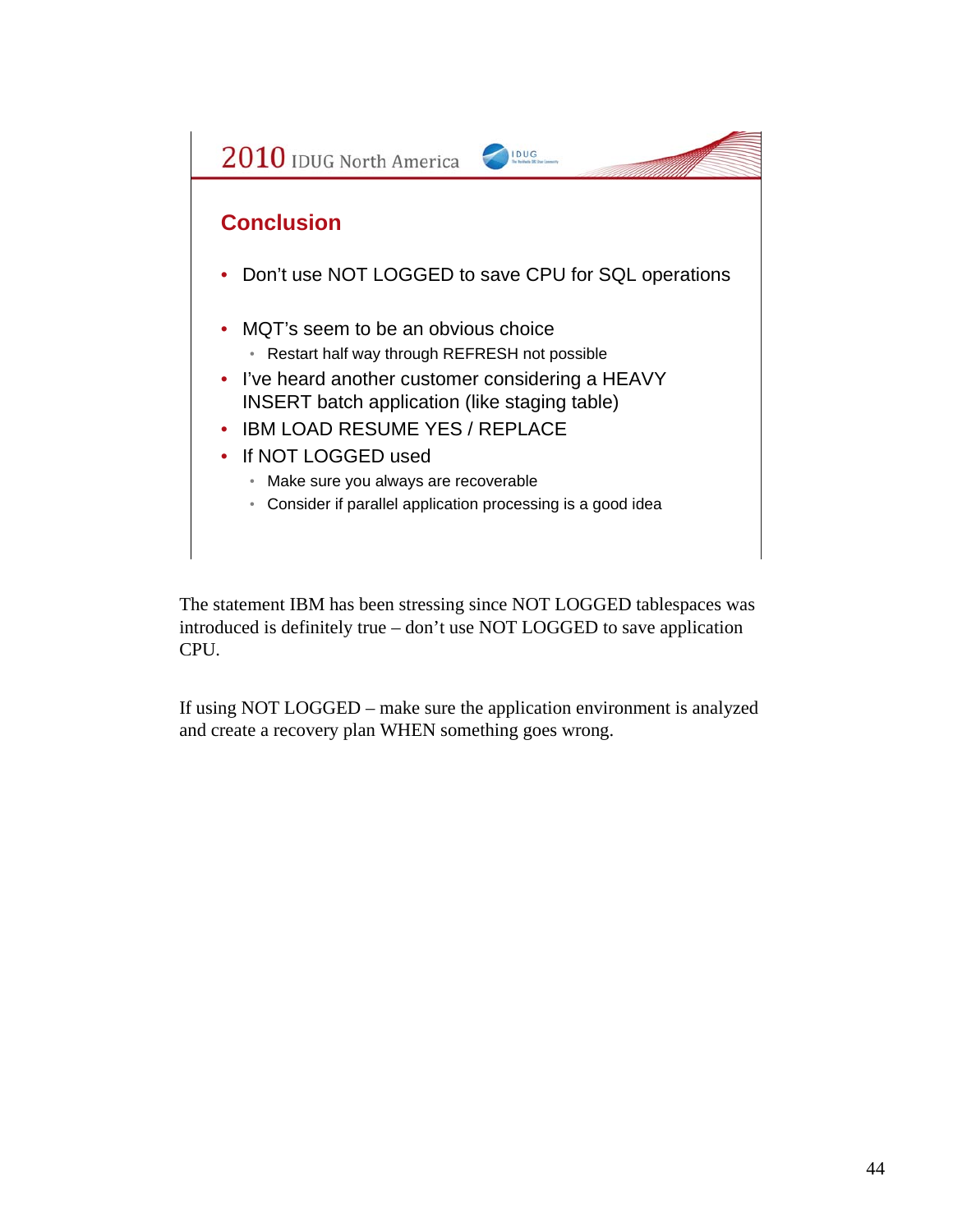## Conclusion

- Don't use NOT LOGGED to save CPU for SQL operations
- MQT's seem to be an obvious choice
  - Restart half way through REFRESH not possible
- I've heard another customer considering a HEAVY INSERT batch application (like staging table)
- IBM LOAD RESUME YES / REPLACE
- If NOT LOGGED used
  - Make sure you always are recoverable
  - Consider if parallel application processing is a good idea

The statement IBM has been stressing since NOT LOGGED tablespaces was introduced is definitely true – don't use NOT LOGGED to save application CPU.

If using NOT LOGGED – make sure the application environment is analyzed and create a recovery plan WHEN something goes wrong.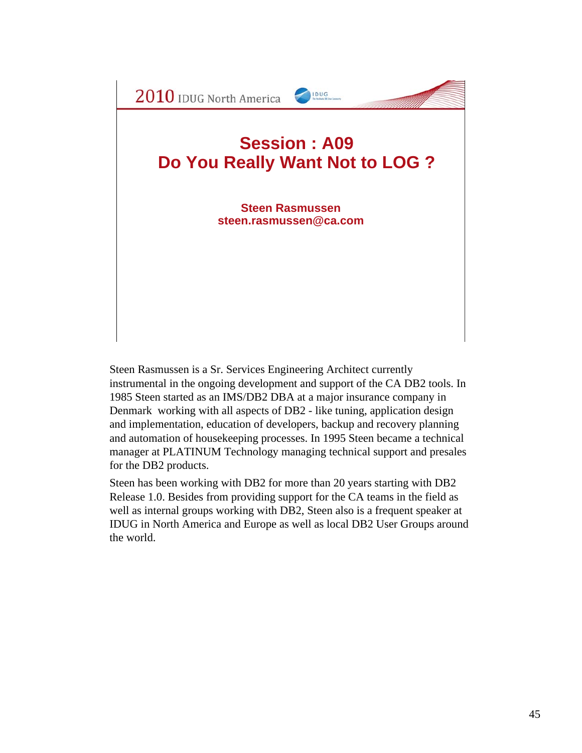2010 IDUG North America

# Session : A09
# Do You Really Want Not to LOG ?

**Steen Rasmussen**
**steen.rasmussen@ca.com**

Steen Rasmussen is a Sr. Services Engineering Architect currently instrumental in the ongoing development and support of the CA DB2 tools. In 1985 Steen started as an IMS/DB2 DBA at a major insurance company in Denmark working with all aspects of DB2 - like tuning, application design and implementation, education of developers, backup and recovery planning and automation of housekeeping processes. In 1995 Steen became a technical manager at PLATINUM Technology managing technical support and presales for the DB2 products.

Steen has been working with DB2 for more than 20 years starting with DB2 Release 1.0. Besides from providing support for the CA teams in the field as well as internal groups working with DB2, Steen also is a frequent speaker at IDUG in North America and Europe as well as local DB2 User Groups around the world.